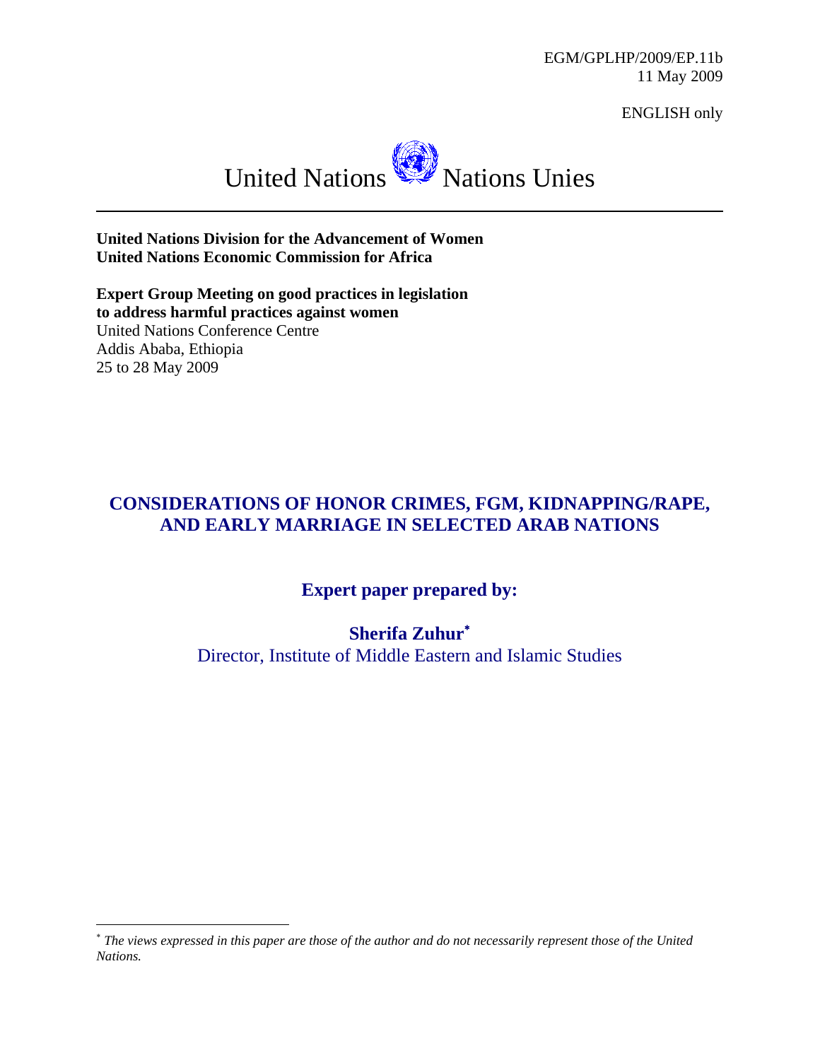EGM/GPLHP/2009/EP.11b
11 May 2009

ENGLISH only

United Nations Nations Unies

**United Nations Division for the Advancement of Women**
**United Nations Economic Commission for Africa**

**Expert Group Meeting on good practices in legislation to address harmful practices against women**
United Nations Conference Centre
Addis Ababa, Ethiopia
25 to 28 May 2009

# CONSIDERATIONS OF HONOR CRIMES, FGM, KIDNAPPING/RAPE, AND EARLY MARRIAGE IN SELECTED ARAB NATIONS

## Expert paper prepared by:

**Sherifa Zuhur***
Director, Institute of Middle Eastern and Islamic Studies

---

\* *The views expressed in this paper are those of the author and do not necessarily represent those of the United Nations.*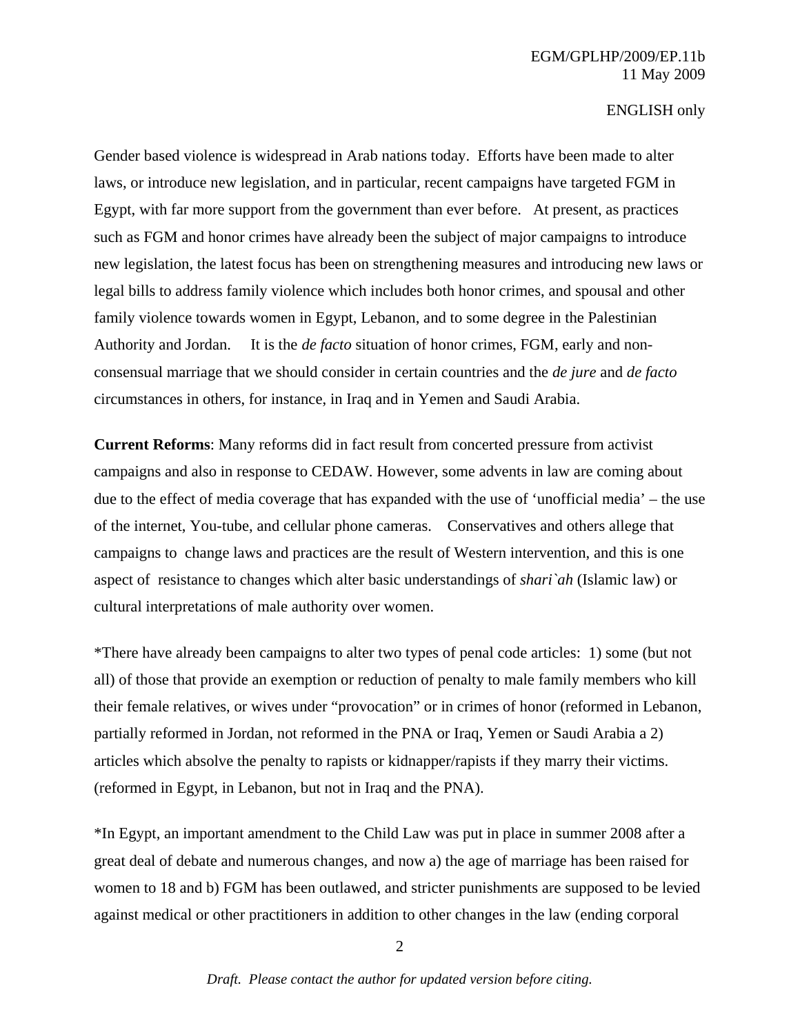Gender based violence is widespread in Arab nations today. Efforts have been made to alter laws, or introduce new legislation, and in particular, recent campaigns have targeted FGM in Egypt, with far more support from the government than ever before. At present, as practices such as FGM and honor crimes have already been the subject of major campaigns to introduce new legislation, the latest focus has been on strengthening measures and introducing new laws or legal bills to address family violence which includes both honor crimes, and spousal and other family violence towards women in Egypt, Lebanon, and to some degree in the Palestinian Authority and Jordan. It is the *de facto* situation of honor crimes, FGM, early and non-consensual marriage that we should consider in certain countries and the *de jure* and *de facto* circumstances in others, for instance, in Iraq and in Yemen and Saudi Arabia.

**Current Reforms**: Many reforms did in fact result from concerted pressure from activist campaigns and also in response to CEDAW. However, some advents in law are coming about due to the effect of media coverage that has expanded with the use of 'unofficial media' – the use of the internet, You-tube, and cellular phone cameras. Conservatives and others allege that campaigns to change laws and practices are the result of Western intervention, and this is one aspect of resistance to changes which alter basic understandings of *shari`ah* (Islamic law) or cultural interpretations of male authority over women.

*There have already been campaigns to alter two types of penal code articles: 1) some (but not all) of those that provide an exemption or reduction of penalty to male family members who kill their female relatives, or wives under "provocation" or in crimes of honor (reformed in Lebanon, partially reformed in Jordan, not reformed in the PNA or Iraq, Yemen or Saudi Arabia a 2) articles which absolve the penalty to rapists or kidnapper/rapists if they marry their victims. (reformed in Egypt, in Lebanon, but not in Iraq and the PNA).

*In Egypt, an important amendment to the Child Law was put in place in summer 2008 after a great deal of debate and numerous changes, and now a) the age of marriage has been raised for women to 18 and b) FGM has been outlawed, and stricter punishments are supposed to be levied against medical or other practitioners in addition to other changes in the law (ending corporal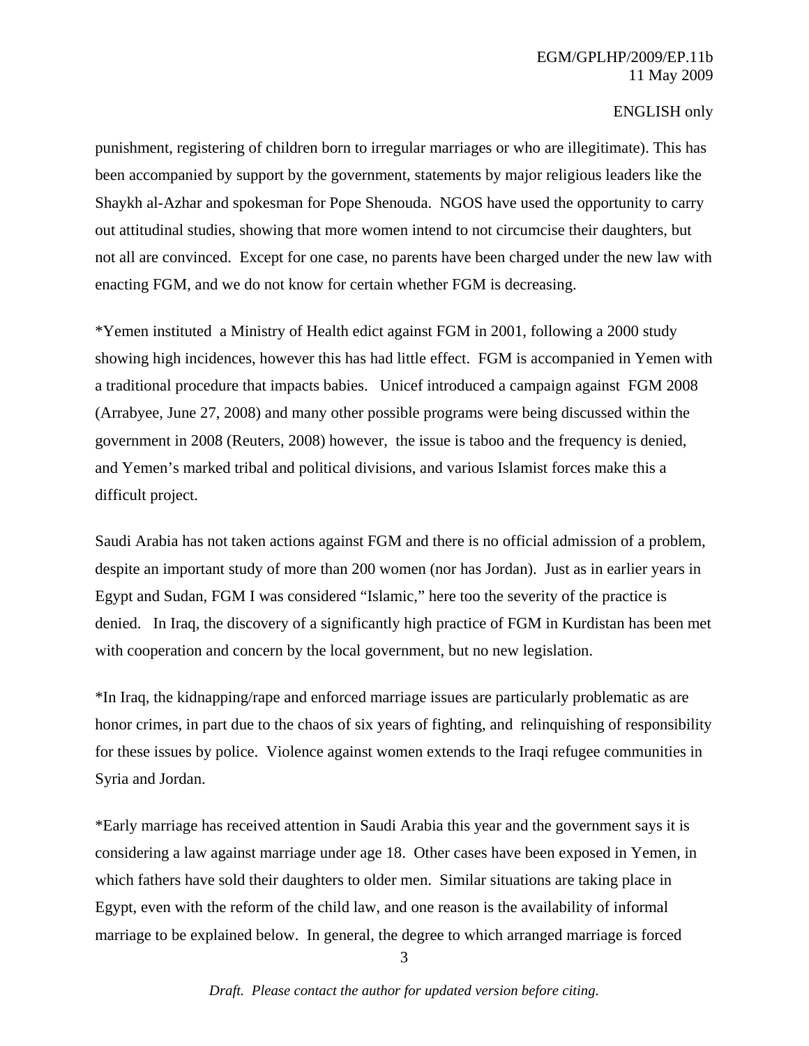punishment, registering of children born to irregular marriages or who are illegitimate). This has been accompanied by support by the government, statements by major religious leaders like the Shaykh al-Azhar and spokesman for Pope Shenouda. NGOS have used the opportunity to carry out attitudinal studies, showing that more women intend to not circumcise their daughters, but not all are convinced. Except for one case, no parents have been charged under the new law with enacting FGM, and we do not know for certain whether FGM is decreasing.

*Yemen instituted a Ministry of Health edict against FGM in 2001, following a 2000 study showing high incidences, however this has had little effect. FGM is accompanied in Yemen with a traditional procedure that impacts babies. Unicef introduced a campaign against FGM 2008 (Arrabyee, June 27, 2008) and many other possible programs were being discussed within the government in 2008 (Reuters, 2008) however, the issue is taboo and the frequency is denied, and Yemen's marked tribal and political divisions, and various Islamist forces make this a difficult project.

Saudi Arabia has not taken actions against FGM and there is no official admission of a problem, despite an important study of more than 200 women (nor has Jordan). Just as in earlier years in Egypt and Sudan, FGM I was considered "Islamic," here too the severity of the practice is denied. In Iraq, the discovery of a significantly high practice of FGM in Kurdistan has been met with cooperation and concern by the local government, but no new legislation.

*In Iraq, the kidnapping/rape and enforced marriage issues are particularly problematic as are honor crimes, in part due to the chaos of six years of fighting, and relinquishing of responsibility for these issues by police. Violence against women extends to the Iraqi refugee communities in Syria and Jordan.

*Early marriage has received attention in Saudi Arabia this year and the government says it is considering a law against marriage under age 18. Other cases have been exposed in Yemen, in which fathers have sold their daughters to older men. Similar situations are taking place in Egypt, even with the reform of the child law, and one reason is the availability of informal marriage to be explained below. In general, the degree to which arranged marriage is forced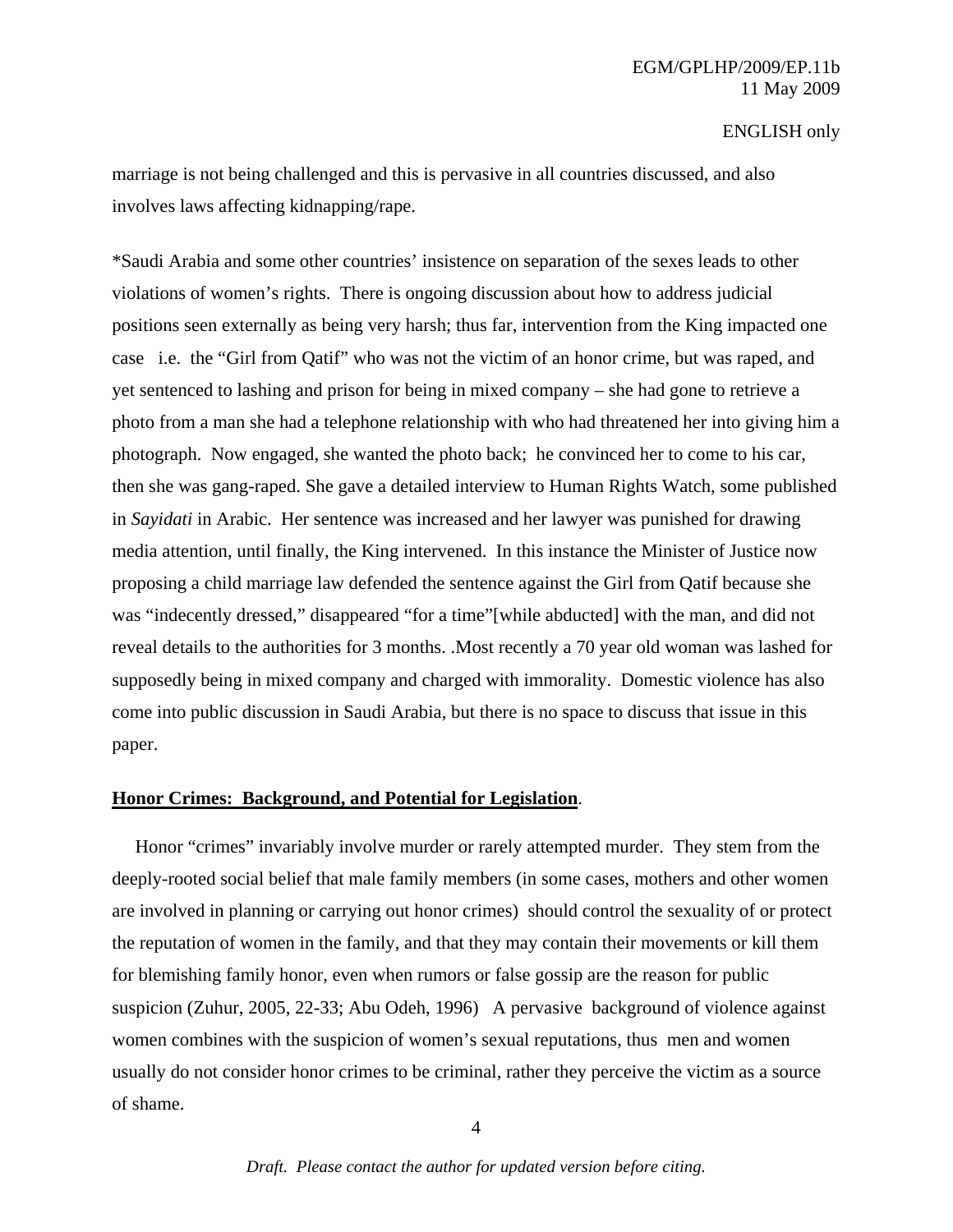marriage is not being challenged and this is pervasive in all countries discussed, and also involves laws affecting kidnapping/rape.

*Saudi Arabia and some other countries' insistence on separation of the sexes leads to other violations of women's rights. There is ongoing discussion about how to address judicial positions seen externally as being very harsh; thus far, intervention from the King impacted one case i.e. the "Girl from Qatif" who was not the victim of an honor crime, but was raped, and yet sentenced to lashing and prison for being in mixed company – she had gone to retrieve a photo from a man she had a telephone relationship with who had threatened her into giving him a photograph. Now engaged, she wanted the photo back; he convinced her to come to his car, then she was gang-raped. She gave a detailed interview to Human Rights Watch, some published in *Sayidati* in Arabic. Her sentence was increased and her lawyer was punished for drawing media attention, until finally, the King intervened. In this instance the Minister of Justice now proposing a child marriage law defended the sentence against the Girl from Qatif because she was "indecently dressed," disappeared "for a time"[while abducted] with the man, and did not reveal details to the authorities for 3 months. .Most recently a 70 year old woman was lashed for supposedly being in mixed company and charged with immorality. Domestic violence has also come into public discussion in Saudi Arabia, but there is no space to discuss that issue in this paper.

**Honor Crimes: Background, and Potential for Legislation**.

Honor "crimes" invariably involve murder or rarely attempted murder. They stem from the deeply-rooted social belief that male family members (in some cases, mothers and other women are involved in planning or carrying out honor crimes) should control the sexuality of or protect the reputation of women in the family, and that they may contain their movements or kill them for blemishing family honor, even when rumors or false gossip are the reason for public suspicion (Zuhur, 2005, 22-33; Abu Odeh, 1996) A pervasive background of violence against women combines with the suspicion of women's sexual reputations, thus men and women usually do not consider honor crimes to be criminal, rather they perceive the victim as a source of shame.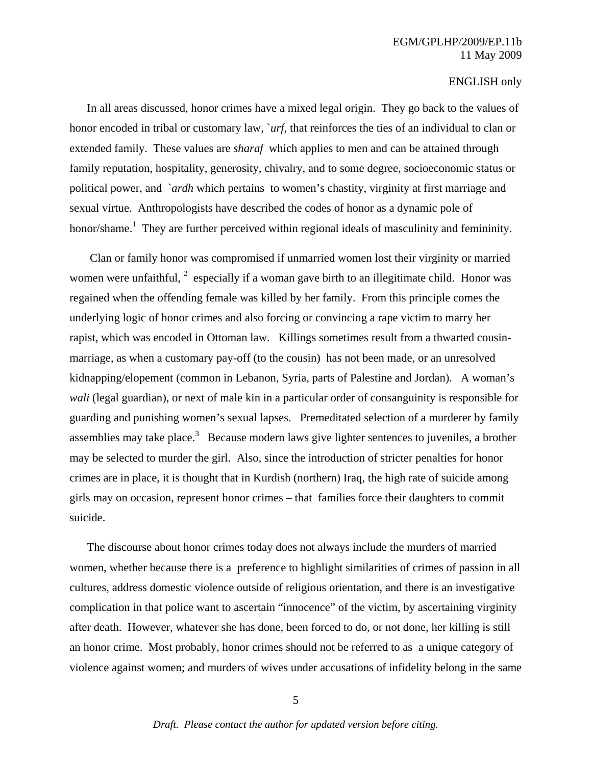In all areas discussed, honor crimes have a mixed legal origin. They go back to the values of honor encoded in tribal or customary law, *`urf*, that reinforces the ties of an individual to clan or extended family. These values are *sharaf* which applies to men and can be attained through family reputation, hospitality, generosity, chivalry, and to some degree, socioeconomic status or political power, and *`ardh* which pertains to women's chastity, virginity at first marriage and sexual virtue. Anthropologists have described the codes of honor as a dynamic pole of honor/shame.[1] They are further perceived within regional ideals of masculinity and femininity.

Clan or family honor was compromised if unmarried women lost their virginity or married women were unfaithful, [2] especially if a woman gave birth to an illegitimate child. Honor was regained when the offending female was killed by her family. From this principle comes the underlying logic of honor crimes and also forcing or convincing a rape victim to marry her rapist, which was encoded in Ottoman law. Killings sometimes result from a thwarted cousin-marriage, as when a customary pay-off (to the cousin) has not been made, or an unresolved kidnapping/elopement (common in Lebanon, Syria, parts of Palestine and Jordan). A woman's *wali* (legal guardian), or next of male kin in a particular order of consanguinity is responsible for guarding and punishing women's sexual lapses. Premeditated selection of a murderer by family assemblies may take place.[3] Because modern laws give lighter sentences to juveniles, a brother may be selected to murder the girl. Also, since the introduction of stricter penalties for honor crimes are in place, it is thought that in Kurdish (northern) Iraq, the high rate of suicide among girls may on occasion, represent honor crimes – that families force their daughters to commit suicide.

The discourse about honor crimes today does not always include the murders of married women, whether because there is a preference to highlight similarities of crimes of passion in all cultures, address domestic violence outside of religious orientation, and there is an investigative complication in that police want to ascertain "innocence" of the victim, by ascertaining virginity after death. However, whatever she has done, been forced to do, or not done, her killing is still an honor crime. Most probably, honor crimes should not be referred to as a unique category of violence against women; and murders of wives under accusations of infidelity belong in the same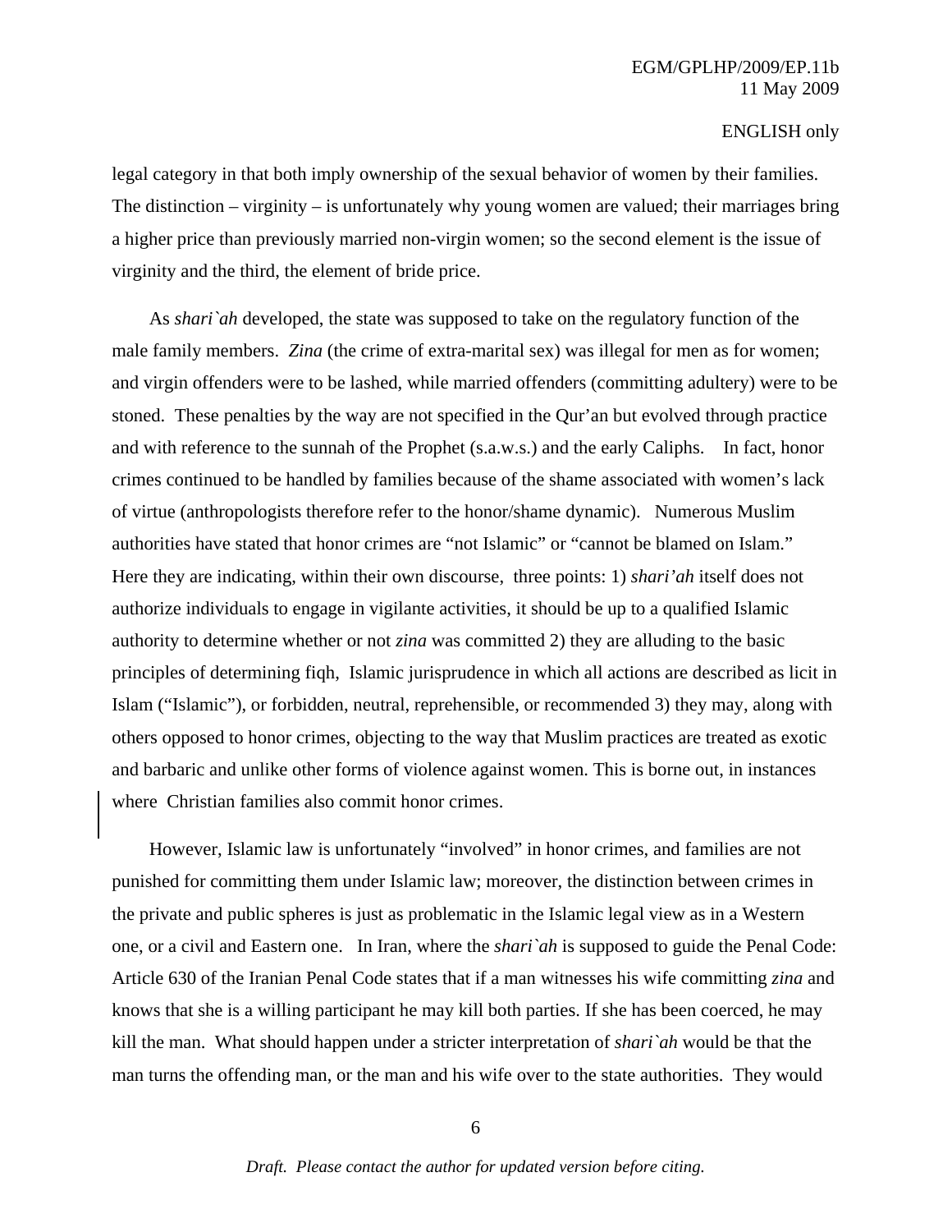legal category in that both imply ownership of the sexual behavior of women by their families. The distinction – virginity – is unfortunately why young women are valued; their marriages bring a higher price than previously married non-virgin women; so the second element is the issue of virginity and the third, the element of bride price.

As *shari`ah* developed, the state was supposed to take on the regulatory function of the male family members. *Zina* (the crime of extra-marital sex) was illegal for men as for women; and virgin offenders were to be lashed, while married offenders (committing adultery) were to be stoned. These penalties by the way are not specified in the Qur'an but evolved through practice and with reference to the sunnah of the Prophet (s.a.w.s.) and the early Caliphs. In fact, honor crimes continued to be handled by families because of the shame associated with women's lack of virtue (anthropologists therefore refer to the honor/shame dynamic). Numerous Muslim authorities have stated that honor crimes are "not Islamic" or "cannot be blamed on Islam." Here they are indicating, within their own discourse, three points: 1) *shari'ah* itself does not authorize individuals to engage in vigilante activities, it should be up to a qualified Islamic authority to determine whether or not *zina* was committed 2) they are alluding to the basic principles of determining fiqh, Islamic jurisprudence in which all actions are described as licit in Islam ("Islamic"), or forbidden, neutral, reprehensible, or recommended 3) they may, along with others opposed to honor crimes, objecting to the way that Muslim practices are treated as exotic and barbaric and unlike other forms of violence against women. This is borne out, in instances where Christian families also commit honor crimes.

However, Islamic law is unfortunately "involved" in honor crimes, and families are not punished for committing them under Islamic law; moreover, the distinction between crimes in the private and public spheres is just as problematic in the Islamic legal view as in a Western one, or a civil and Eastern one. In Iran, where the *shari`ah* is supposed to guide the Penal Code: Article 630 of the Iranian Penal Code states that if a man witnesses his wife committing *zina* and knows that she is a willing participant he may kill both parties. If she has been coerced, he may kill the man. What should happen under a stricter interpretation of *shari`ah* would be that the man turns the offending man, or the man and his wife over to the state authorities. They would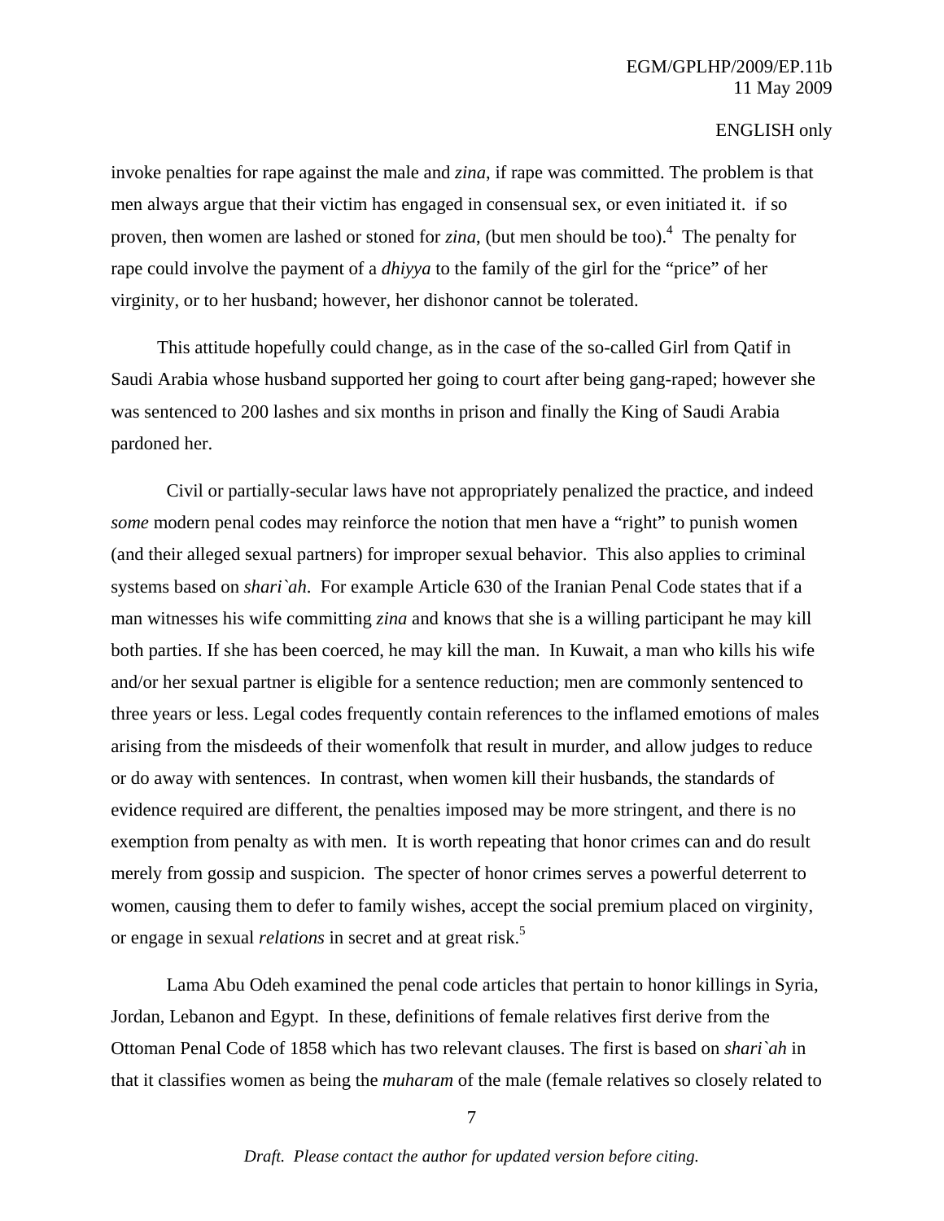invoke penalties for rape against the male and *zina*, if rape was committed. The problem is that men always argue that their victim has engaged in consensual sex, or even initiated it. if so proven, then women are lashed or stoned for *zina*, (but men should be too).[4] The penalty for rape could involve the payment of a *dhiyya* to the family of the girl for the "price" of her virginity, or to her husband; however, her dishonor cannot be tolerated.

This attitude hopefully could change, as in the case of the so-called Girl from Qatif in Saudi Arabia whose husband supported her going to court after being gang-raped; however she was sentenced to 200 lashes and six months in prison and finally the King of Saudi Arabia pardoned her.

Civil or partially-secular laws have not appropriately penalized the practice, and indeed *some* modern penal codes may reinforce the notion that men have a "right" to punish women (and their alleged sexual partners) for improper sexual behavior. This also applies to criminal systems based on *shari`ah*. For example Article 630 of the Iranian Penal Code states that if a man witnesses his wife committing *zina* and knows that she is a willing participant he may kill both parties. If she has been coerced, he may kill the man. In Kuwait, a man who kills his wife and/or her sexual partner is eligible for a sentence reduction; men are commonly sentenced to three years or less. Legal codes frequently contain references to the inflamed emotions of males arising from the misdeeds of their womenfolk that result in murder, and allow judges to reduce or do away with sentences. In contrast, when women kill their husbands, the standards of evidence required are different, the penalties imposed may be more stringent, and there is no exemption from penalty as with men. It is worth repeating that honor crimes can and do result merely from gossip and suspicion. The specter of honor crimes serves a powerful deterrent to women, causing them to defer to family wishes, accept the social premium placed on virginity, or engage in sexual *relations* in secret and at great risk.[5]

Lama Abu Odeh examined the penal code articles that pertain to honor killings in Syria, Jordan, Lebanon and Egypt. In these, definitions of female relatives first derive from the Ottoman Penal Code of 1858 which has two relevant clauses. The first is based on *shari`ah* in that it classifies women as being the *muharam* of the male (female relatives so closely related to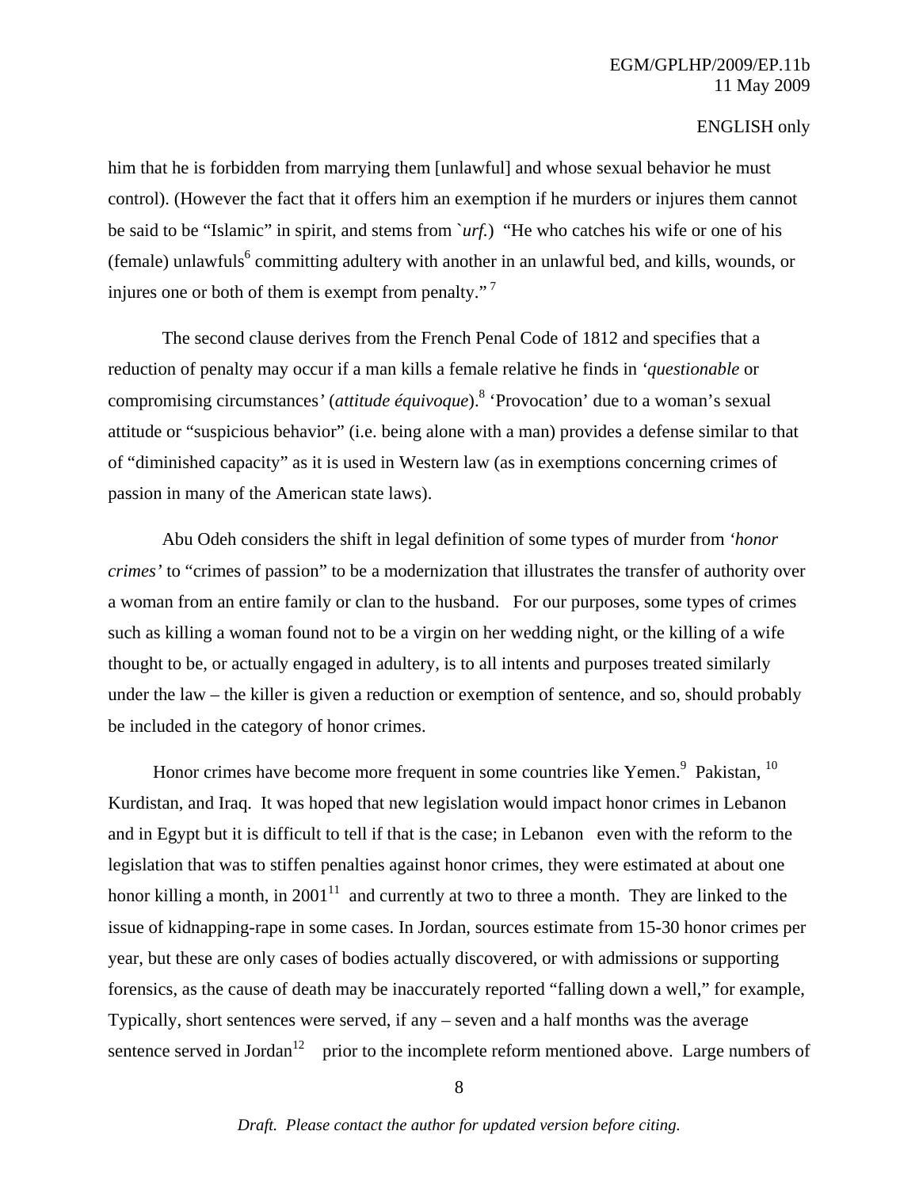him that he is forbidden from marrying them [unlawful] and whose sexual behavior he must control). (However the fact that it offers him an exemption if he murders or injures them cannot be said to be "Islamic" in spirit, and stems from `*urf.*) "He who catches his wife or one of his (female) unlawfuls[6] committing adultery with another in an unlawful bed, and kills, wounds, or injures one or both of them is exempt from penalty." [7]

The second clause derives from the French Penal Code of 1812 and specifies that a reduction of penalty may occur if a man kills a female relative he finds in *'questionable* or compromising circumstances*'* (*attitude équivoque*).[8] 'Provocation' due to a woman's sexual attitude or "suspicious behavior" (i.e. being alone with a man) provides a defense similar to that of "diminished capacity" as it is used in Western law (as in exemptions concerning crimes of passion in many of the American state laws).

Abu Odeh considers the shift in legal definition of some types of murder from *'honor crimes'* to "crimes of passion" to be a modernization that illustrates the transfer of authority over a woman from an entire family or clan to the husband. For our purposes, some types of crimes such as killing a woman found not to be a virgin on her wedding night, or the killing of a wife thought to be, or actually engaged in adultery, is to all intents and purposes treated similarly under the law – the killer is given a reduction or exemption of sentence, and so, should probably be included in the category of honor crimes.

Honor crimes have become more frequent in some countries like Yemen.[9] Pakistan, [10] Kurdistan, and Iraq. It was hoped that new legislation would impact honor crimes in Lebanon and in Egypt but it is difficult to tell if that is the case; in Lebanon even with the reform to the legislation that was to stiffen penalties against honor crimes, they were estimated at about one honor killing a month, in 2001[11] and currently at two to three a month. They are linked to the issue of kidnapping-rape in some cases. In Jordan, sources estimate from 15-30 honor crimes per year, but these are only cases of bodies actually discovered, or with admissions or supporting forensics, as the cause of death may be inaccurately reported "falling down a well," for example, Typically, short sentences were served, if any – seven and a half months was the average sentence served in Jordan[12] prior to the incomplete reform mentioned above. Large numbers of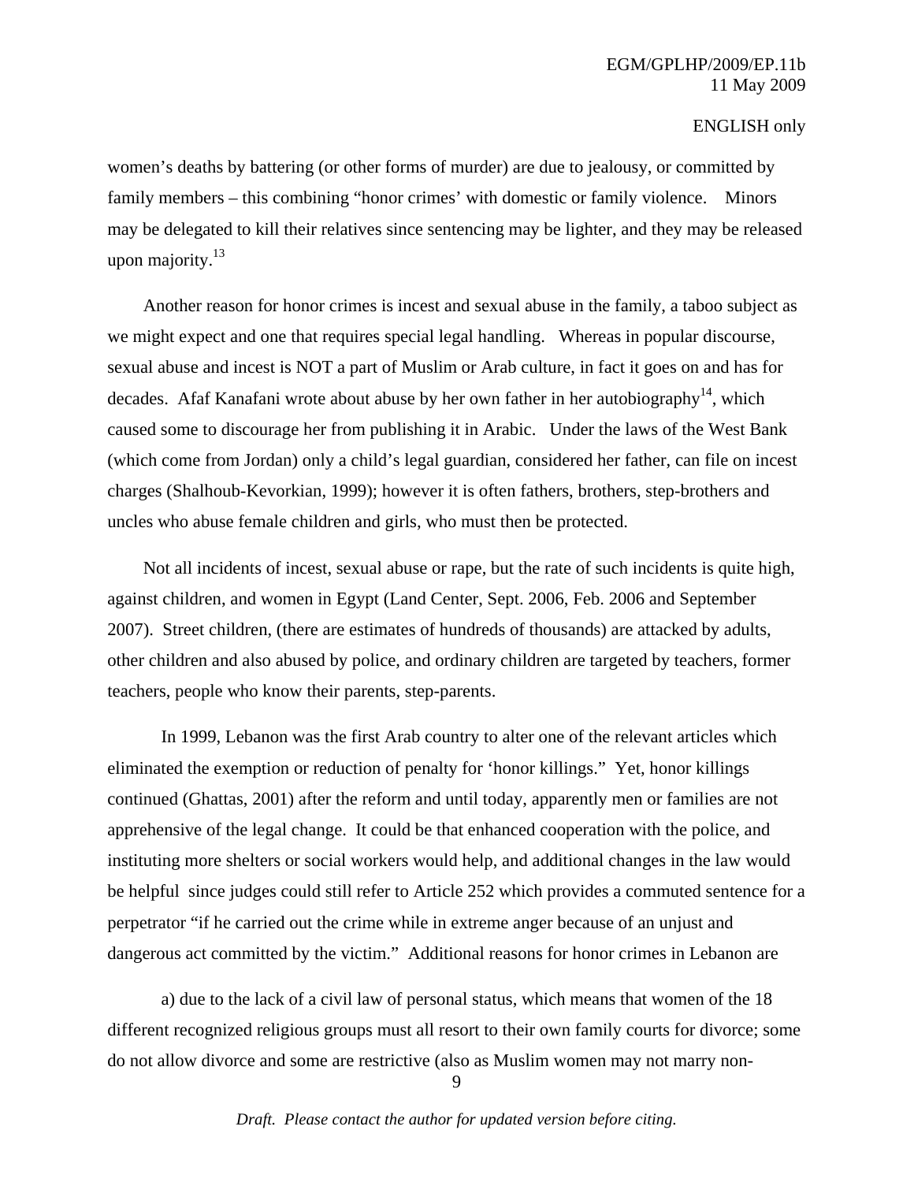women's deaths by battering (or other forms of murder) are due to jealousy, or committed by family members – this combining "honor crimes' with domestic or family violence. Minors may be delegated to kill their relatives since sentencing may be lighter, and they may be released upon majority.[13]

Another reason for honor crimes is incest and sexual abuse in the family, a taboo subject as we might expect and one that requires special legal handling. Whereas in popular discourse, sexual abuse and incest is NOT a part of Muslim or Arab culture, in fact it goes on and has for decades. Afaf Kanafani wrote about abuse by her own father in her autobiography[14], which caused some to discourage her from publishing it in Arabic. Under the laws of the West Bank (which come from Jordan) only a child's legal guardian, considered her father, can file on incest charges (Shalhoub-Kevorkian, 1999); however it is often fathers, brothers, step-brothers and uncles who abuse female children and girls, who must then be protected.

Not all incidents of incest, sexual abuse or rape, but the rate of such incidents is quite high, against children, and women in Egypt (Land Center, Sept. 2006, Feb. 2006 and September 2007). Street children, (there are estimates of hundreds of thousands) are attacked by adults, other children and also abused by police, and ordinary children are targeted by teachers, former teachers, people who know their parents, step-parents.

In 1999, Lebanon was the first Arab country to alter one of the relevant articles which eliminated the exemption or reduction of penalty for 'honor killings." Yet, honor killings continued (Ghattas, 2001) after the reform and until today, apparently men or families are not apprehensive of the legal change. It could be that enhanced cooperation with the police, and instituting more shelters or social workers would help, and additional changes in the law would be helpful since judges could still refer to Article 252 which provides a commuted sentence for a perpetrator "if he carried out the crime while in extreme anger because of an unjust and dangerous act committed by the victim." Additional reasons for honor crimes in Lebanon are

a) due to the lack of a civil law of personal status, which means that women of the 18 different recognized religious groups must all resort to their own family courts for divorce; some do not allow divorce and some are restrictive (also as Muslim women may not marry non-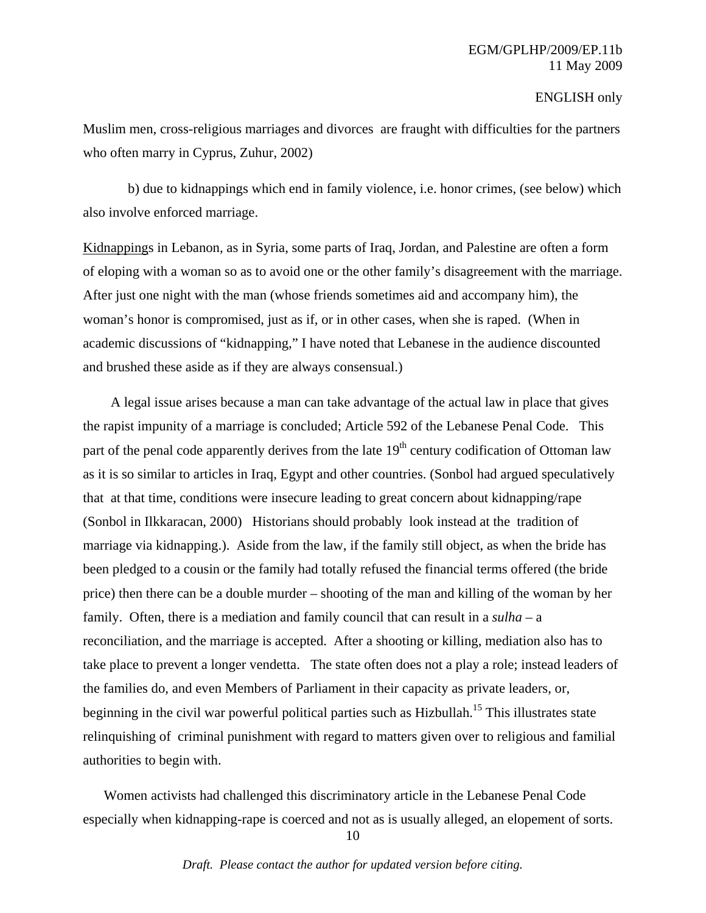Muslim men, cross-religious marriages and divorces are fraught with difficulties for the partners who often marry in Cyprus, Zuhur, 2002)

b) due to kidnappings which end in family violence, i.e. honor crimes, (see below) which also involve enforced marriage.

Kidnappings in Lebanon, as in Syria, some parts of Iraq, Jordan, and Palestine are often a form of eloping with a woman so as to avoid one or the other family's disagreement with the marriage. After just one night with the man (whose friends sometimes aid and accompany him), the woman's honor is compromised, just as if, or in other cases, when she is raped. (When in academic discussions of "kidnapping," I have noted that Lebanese in the audience discounted and brushed these aside as if they are always consensual.)

A legal issue arises because a man can take advantage of the actual law in place that gives the rapist impunity of a marriage is concluded; Article 592 of the Lebanese Penal Code. This part of the penal code apparently derives from the late 19th century codification of Ottoman law as it is so similar to articles in Iraq, Egypt and other countries. (Sonbol had argued speculatively that at that time, conditions were insecure leading to great concern about kidnapping/rape (Sonbol in Ilkkaracan, 2000) Historians should probably look instead at the tradition of marriage via kidnapping.). Aside from the law, if the family still object, as when the bride has been pledged to a cousin or the family had totally refused the financial terms offered (the bride price) then there can be a double murder – shooting of the man and killing of the woman by her family. Often, there is a mediation and family council that can result in a *sulha* – a reconciliation, and the marriage is accepted. After a shooting or killing, mediation also has to take place to prevent a longer vendetta. The state often does not a play a role; instead leaders of the families do, and even Members of Parliament in their capacity as private leaders, or, beginning in the civil war powerful political parties such as Hizbullah.[15] This illustrates state relinquishing of criminal punishment with regard to matters given over to religious and familial authorities to begin with.

Women activists had challenged this discriminatory article in the Lebanese Penal Code especially when kidnapping-rape is coerced and not as is usually alleged, an elopement of sorts.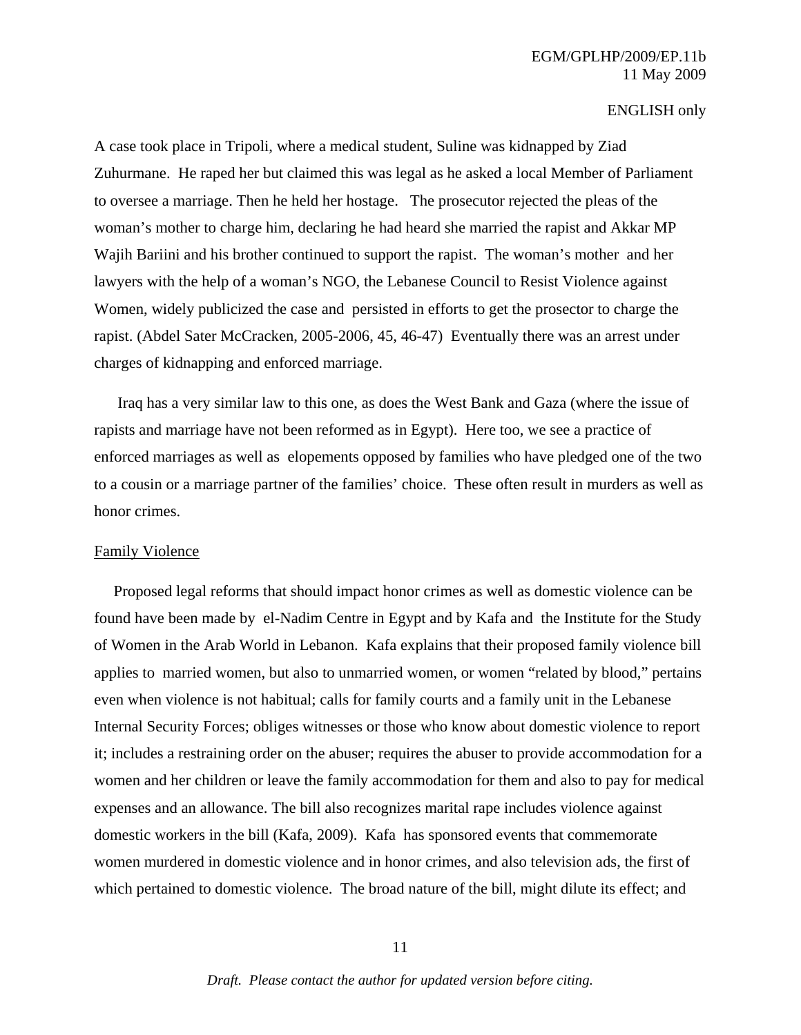A case took place in Tripoli, where a medical student, Suline was kidnapped by Ziad Zuhurmane. He raped her but claimed this was legal as he asked a local Member of Parliament to oversee a marriage. Then he held her hostage. The prosecutor rejected the pleas of the woman's mother to charge him, declaring he had heard she married the rapist and Akkar MP Wajih Bariini and his brother continued to support the rapist. The woman's mother and her lawyers with the help of a woman's NGO, the Lebanese Council to Resist Violence against Women, widely publicized the case and persisted in efforts to get the prosector to charge the rapist. (Abdel Sater McCracken, 2005-2006, 45, 46-47) Eventually there was an arrest under charges of kidnapping and enforced marriage.

Iraq has a very similar law to this one, as does the West Bank and Gaza (where the issue of rapists and marriage have not been reformed as in Egypt). Here too, we see a practice of enforced marriages as well as elopements opposed by families who have pledged one of the two to a cousin or a marriage partner of the families' choice. These often result in murders as well as honor crimes.

<u>Family Violence</u>

Proposed legal reforms that should impact honor crimes as well as domestic violence can be found have been made by el-Nadim Centre in Egypt and by Kafa and the Institute for the Study of Women in the Arab World in Lebanon. Kafa explains that their proposed family violence bill applies to married women, but also to unmarried women, or women "related by blood," pertains even when violence is not habitual; calls for family courts and a family unit in the Lebanese Internal Security Forces; obliges witnesses or those who know about domestic violence to report it; includes a restraining order on the abuser; requires the abuser to provide accommodation for a women and her children or leave the family accommodation for them and also to pay for medical expenses and an allowance. The bill also recognizes marital rape includes violence against domestic workers in the bill (Kafa, 2009). Kafa has sponsored events that commemorate women murdered in domestic violence and in honor crimes, and also television ads, the first of which pertained to domestic violence. The broad nature of the bill, might dilute its effect; and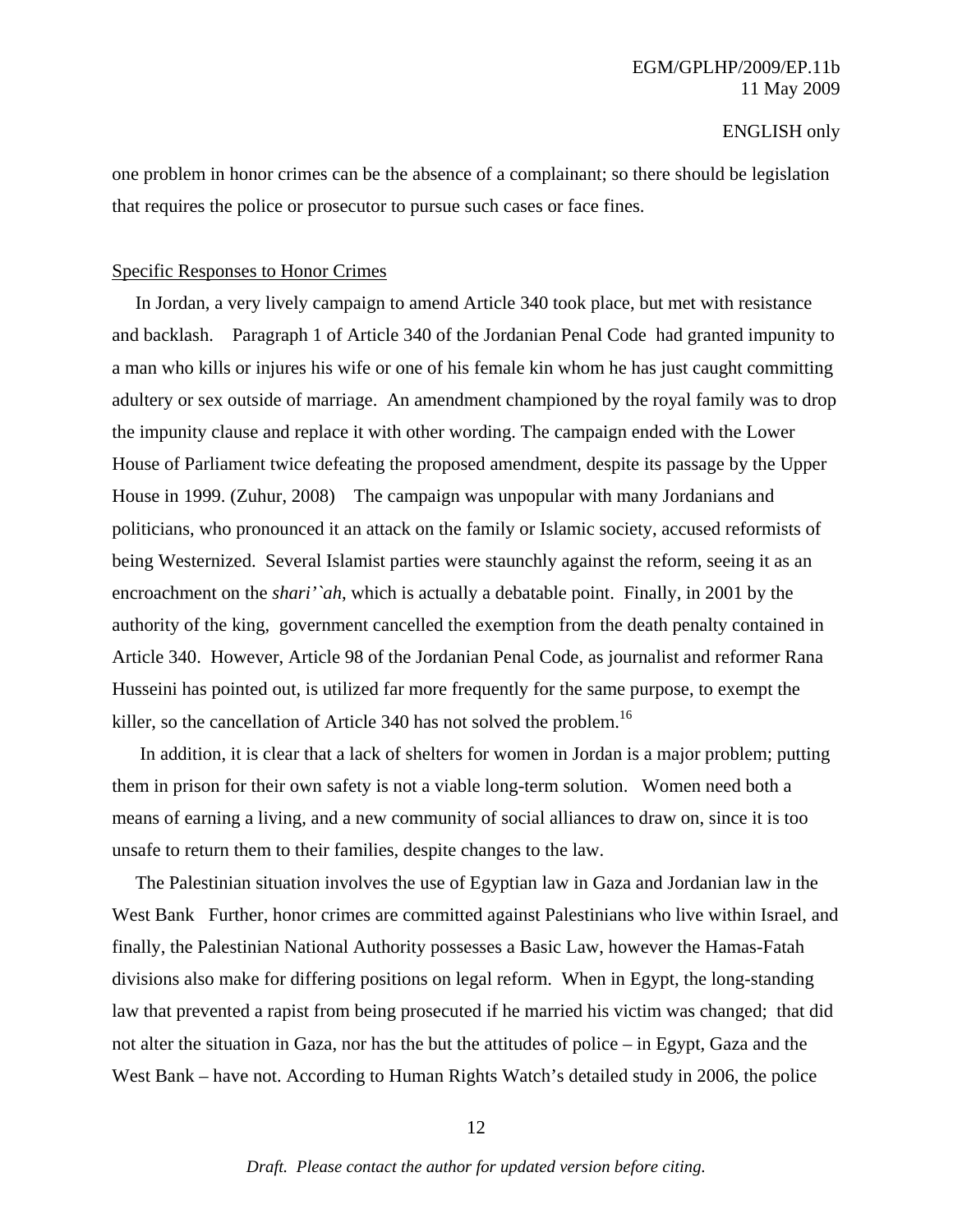one problem in honor crimes can be the absence of a complainant; so there should be legislation that requires the police or prosecutor to pursue such cases or face fines.

Specific Responses to Honor Crimes

In Jordan, a very lively campaign to amend Article 340 took place, but met with resistance and backlash. Paragraph 1 of Article 340 of the Jordanian Penal Code had granted impunity to a man who kills or injures his wife or one of his female kin whom he has just caught committing adultery or sex outside of marriage. An amendment championed by the royal family was to drop the impunity clause and replace it with other wording. The campaign ended with the Lower House of Parliament twice defeating the proposed amendment, despite its passage by the Upper House in 1999. (Zuhur, 2008) The campaign was unpopular with many Jordanians and politicians, who pronounced it an attack on the family or Islamic society, accused reformists of being Westernized. Several Islamist parties were staunchly against the reform, seeing it as an encroachment on the *shari'`ah*, which is actually a debatable point. Finally, in 2001 by the authority of the king, government cancelled the exemption from the death penalty contained in Article 340. However, Article 98 of the Jordanian Penal Code, as journalist and reformer Rana Husseini has pointed out, is utilized far more frequently for the same purpose, to exempt the killer, so the cancellation of Article 340 has not solved the problem.[16]

In addition, it is clear that a lack of shelters for women in Jordan is a major problem; putting them in prison for their own safety is not a viable long-term solution. Women need both a means of earning a living, and a new community of social alliances to draw on, since it is too unsafe to return them to their families, despite changes to the law.

The Palestinian situation involves the use of Egyptian law in Gaza and Jordanian law in the West Bank Further, honor crimes are committed against Palestinians who live within Israel, and finally, the Palestinian National Authority possesses a Basic Law, however the Hamas-Fatah divisions also make for differing positions on legal reform. When in Egypt, the long-standing law that prevented a rapist from being prosecuted if he married his victim was changed; that did not alter the situation in Gaza, nor has the but the attitudes of police – in Egypt, Gaza and the West Bank – have not. According to Human Rights Watch's detailed study in 2006, the police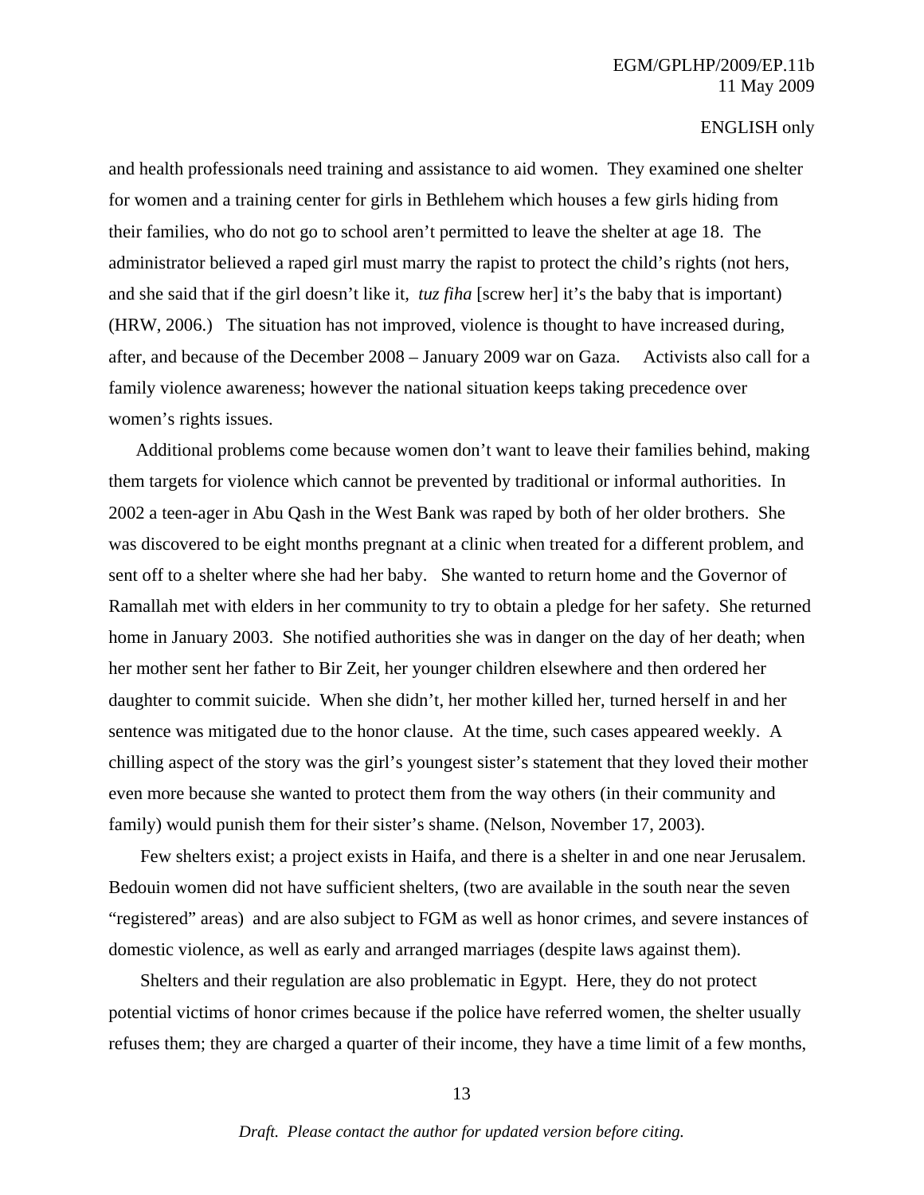and health professionals need training and assistance to aid women. They examined one shelter for women and a training center for girls in Bethlehem which houses a few girls hiding from their families, who do not go to school aren't permitted to leave the shelter at age 18. The administrator believed a raped girl must marry the rapist to protect the child's rights (not hers, and she said that if the girl doesn't like it, *tuz fiha* [screw her] it's the baby that is important) (HRW, 2006.) The situation has not improved, violence is thought to have increased during, after, and because of the December 2008 – January 2009 war on Gaza. Activists also call for a family violence awareness; however the national situation keeps taking precedence over women's rights issues.

Additional problems come because women don't want to leave their families behind, making them targets for violence which cannot be prevented by traditional or informal authorities. In 2002 a teen-ager in Abu Qash in the West Bank was raped by both of her older brothers. She was discovered to be eight months pregnant at a clinic when treated for a different problem, and sent off to a shelter where she had her baby. She wanted to return home and the Governor of Ramallah met with elders in her community to try to obtain a pledge for her safety. She returned home in January 2003. She notified authorities she was in danger on the day of her death; when her mother sent her father to Bir Zeit, her younger children elsewhere and then ordered her daughter to commit suicide. When she didn't, her mother killed her, turned herself in and her sentence was mitigated due to the honor clause. At the time, such cases appeared weekly. A chilling aspect of the story was the girl's youngest sister's statement that they loved their mother even more because she wanted to protect them from the way others (in their community and family) would punish them for their sister's shame. (Nelson, November 17, 2003).

Few shelters exist; a project exists in Haifa, and there is a shelter in and one near Jerusalem. Bedouin women did not have sufficient shelters, (two are available in the south near the seven "registered" areas) and are also subject to FGM as well as honor crimes, and severe instances of domestic violence, as well as early and arranged marriages (despite laws against them).

Shelters and their regulation are also problematic in Egypt. Here, they do not protect potential victims of honor crimes because if the police have referred women, the shelter usually refuses them; they are charged a quarter of their income, they have a time limit of a few months,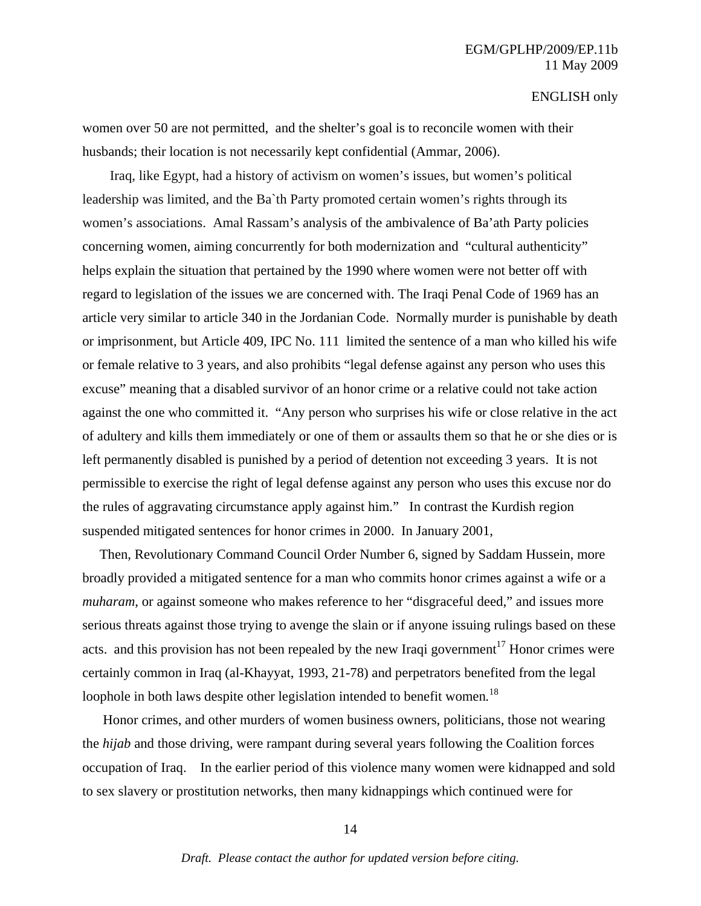women over 50 are not permitted, and the shelter's goal is to reconcile women with their husbands; their location is not necessarily kept confidential (Ammar, 2006).

Iraq, like Egypt, had a history of activism on women's issues, but women's political leadership was limited, and the Ba`th Party promoted certain women's rights through its women's associations. Amal Rassam's analysis of the ambivalence of Ba'ath Party policies concerning women, aiming concurrently for both modernization and "cultural authenticity" helps explain the situation that pertained by the 1990 where women were not better off with regard to legislation of the issues we are concerned with. The Iraqi Penal Code of 1969 has an article very similar to article 340 in the Jordanian Code. Normally murder is punishable by death or imprisonment, but Article 409, IPC No. 111 limited the sentence of a man who killed his wife or female relative to 3 years, and also prohibits "legal defense against any person who uses this excuse" meaning that a disabled survivor of an honor crime or a relative could not take action against the one who committed it. "Any person who surprises his wife or close relative in the act of adultery and kills them immediately or one of them or assaults them so that he or she dies or is left permanently disabled is punished by a period of detention not exceeding 3 years. It is not permissible to exercise the right of legal defense against any person who uses this excuse nor do the rules of aggravating circumstance apply against him." In contrast the Kurdish region suspended mitigated sentences for honor crimes in 2000. In January 2001,

Then, Revolutionary Command Council Order Number 6, signed by Saddam Hussein, more broadly provided a mitigated sentence for a man who commits honor crimes against a wife or a *muharam*, or against someone who makes reference to her "disgraceful deed," and issues more serious threats against those trying to avenge the slain or if anyone issuing rulings based on these acts. and this provision has not been repealed by the new Iraqi government[17] Honor crimes were certainly common in Iraq (al-Khayyat, 1993, 21-78) and perpetrators benefited from the legal loophole in both laws despite other legislation intended to benefit women.[18]

Honor crimes, and other murders of women business owners, politicians, those not wearing the *hijab* and those driving, were rampant during several years following the Coalition forces occupation of Iraq. In the earlier period of this violence many women were kidnapped and sold to sex slavery or prostitution networks, then many kidnappings which continued were for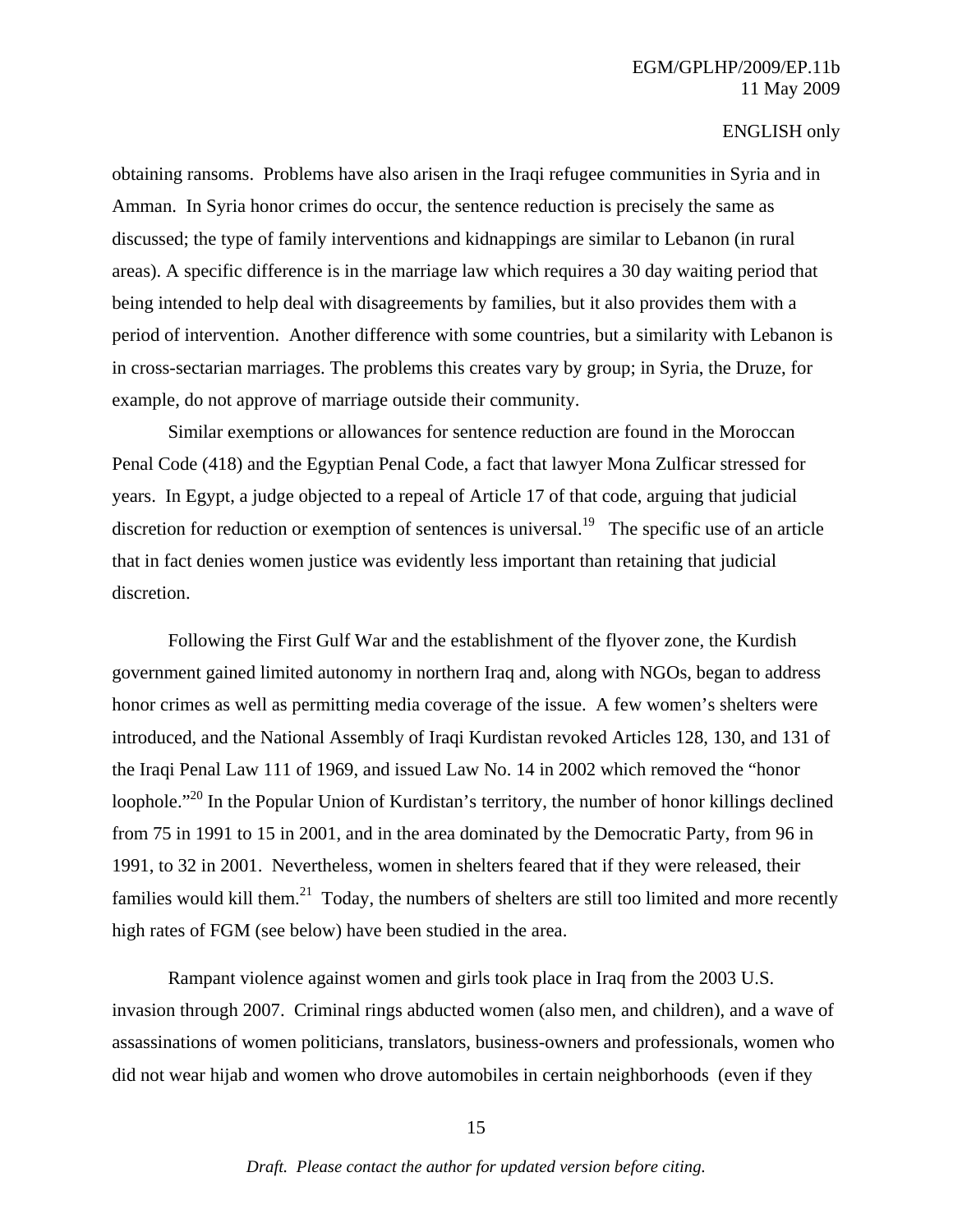obtaining ransoms. Problems have also arisen in the Iraqi refugee communities in Syria and in Amman. In Syria honor crimes do occur, the sentence reduction is precisely the same as discussed; the type of family interventions and kidnappings are similar to Lebanon (in rural areas). A specific difference is in the marriage law which requires a 30 day waiting period that being intended to help deal with disagreements by families, but it also provides them with a period of intervention. Another difference with some countries, but a similarity with Lebanon is in cross-sectarian marriages. The problems this creates vary by group; in Syria, the Druze, for example, do not approve of marriage outside their community.

Similar exemptions or allowances for sentence reduction are found in the Moroccan Penal Code (418) and the Egyptian Penal Code, a fact that lawyer Mona Zulficar stressed for years. In Egypt, a judge objected to a repeal of Article 17 of that code, arguing that judicial discretion for reduction or exemption of sentences is universal.[19] The specific use of an article that in fact denies women justice was evidently less important than retaining that judicial discretion.

Following the First Gulf War and the establishment of the flyover zone, the Kurdish government gained limited autonomy in northern Iraq and, along with NGOs, began to address honor crimes as well as permitting media coverage of the issue. A few women's shelters were introduced, and the National Assembly of Iraqi Kurdistan revoked Articles 128, 130, and 131 of the Iraqi Penal Law 111 of 1969, and issued Law No. 14 in 2002 which removed the "honor loophole."[20] In the Popular Union of Kurdistan's territory, the number of honor killings declined from 75 in 1991 to 15 in 2001, and in the area dominated by the Democratic Party, from 96 in 1991, to 32 in 2001. Nevertheless, women in shelters feared that if they were released, their families would kill them.[21] Today, the numbers of shelters are still too limited and more recently high rates of FGM (see below) have been studied in the area.

Rampant violence against women and girls took place in Iraq from the 2003 U.S. invasion through 2007. Criminal rings abducted women (also men, and children), and a wave of assassinations of women politicians, translators, business-owners and professionals, women who did not wear hijab and women who drove automobiles in certain neighborhoods (even if they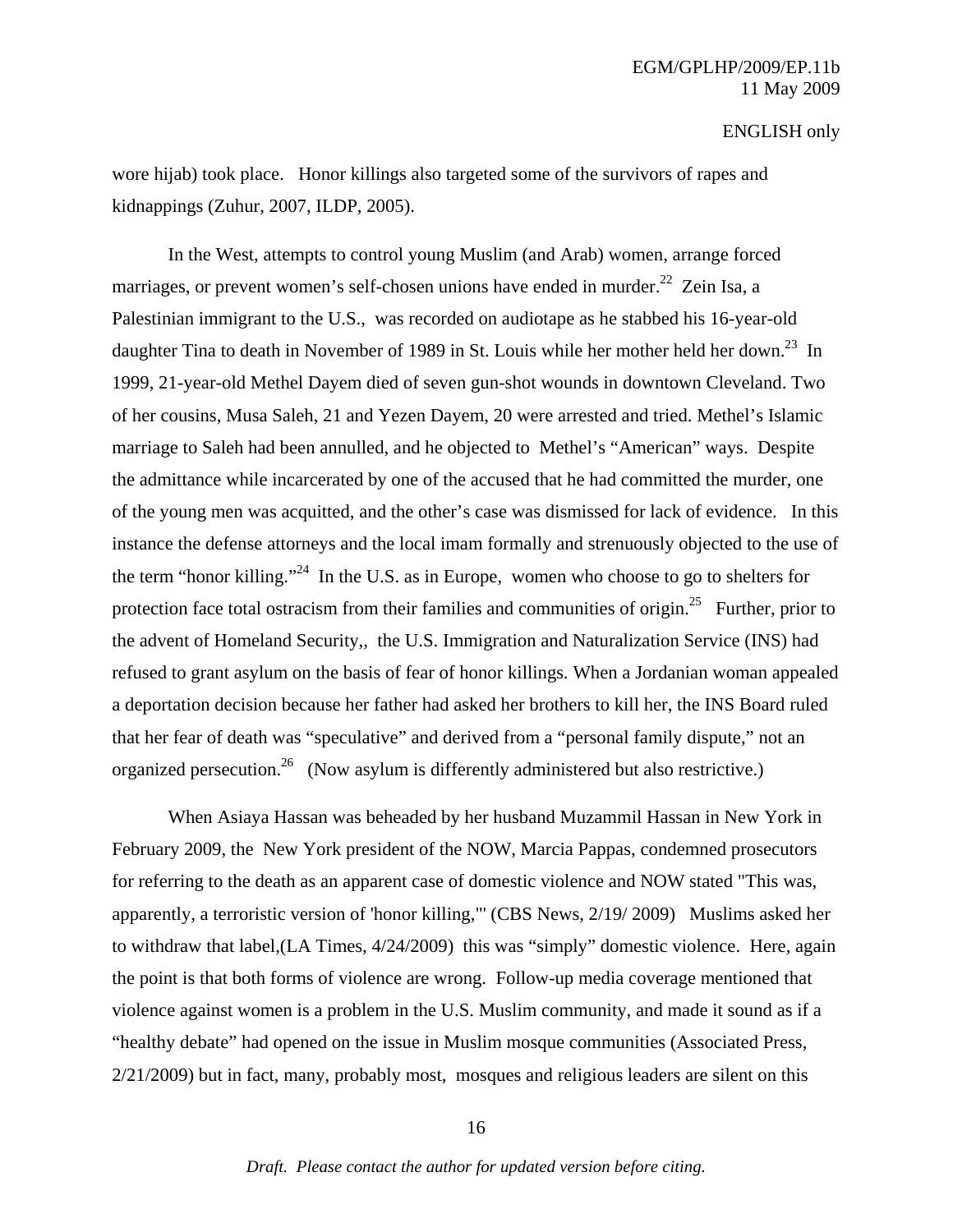wore hijab) took place. Honor killings also targeted some of the survivors of rapes and kidnappings (Zuhur, 2007, ILDP, 2005).

In the West, attempts to control young Muslim (and Arab) women, arrange forced marriages, or prevent women's self-chosen unions have ended in murder.[22] Zein Isa, a Palestinian immigrant to the U.S., was recorded on audiotape as he stabbed his 16-year-old daughter Tina to death in November of 1989 in St. Louis while her mother held her down.[23] In 1999, 21-year-old Methel Dayem died of seven gun-shot wounds in downtown Cleveland. Two of her cousins, Musa Saleh, 21 and Yezen Dayem, 20 were arrested and tried. Methel's Islamic marriage to Saleh had been annulled, and he objected to Methel's "American" ways. Despite the admittance while incarcerated by one of the accused that he had committed the murder, one of the young men was acquitted, and the other's case was dismissed for lack of evidence. In this instance the defense attorneys and the local imam formally and strenuously objected to the use of the term "honor killing."[24] In the U.S. as in Europe, women who choose to go to shelters for protection face total ostracism from their families and communities of origin.[25] Further, prior to the advent of Homeland Security,, the U.S. Immigration and Naturalization Service (INS) had refused to grant asylum on the basis of fear of honor killings. When a Jordanian woman appealed a deportation decision because her father had asked her brothers to kill her, the INS Board ruled that her fear of death was "speculative" and derived from a "personal family dispute," not an organized persecution.[26] (Now asylum is differently administered but also restrictive.)

When Asiaya Hassan was beheaded by her husband Muzammil Hassan in New York in February 2009, the New York president of the NOW, Marcia Pappas, condemned prosecutors for referring to the death as an apparent case of domestic violence and NOW stated "This was, apparently, a terroristic version of 'honor killing,'" (CBS News, 2/19/ 2009) Muslims asked her to withdraw that label,(LA Times, 4/24/2009) this was "simply" domestic violence. Here, again the point is that both forms of violence are wrong. Follow-up media coverage mentioned that violence against women is a problem in the U.S. Muslim community, and made it sound as if a "healthy debate" had opened on the issue in Muslim mosque communities (Associated Press, 2/21/2009) but in fact, many, probably most, mosques and religious leaders are silent on this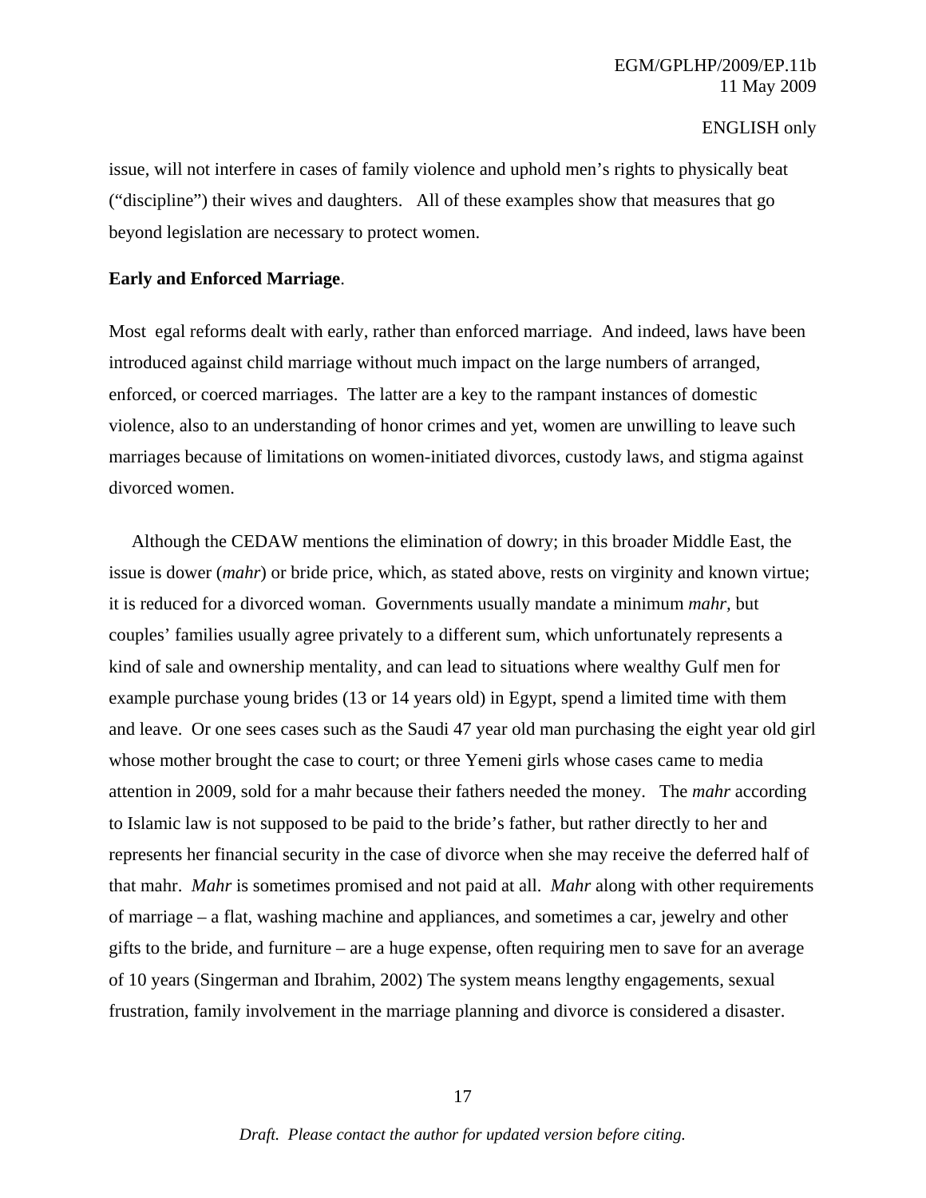issue, will not interfere in cases of family violence and uphold men's rights to physically beat ("discipline") their wives and daughters. All of these examples show that measures that go beyond legislation are necessary to protect women.

**Early and Enforced Marriage**.

Most egal reforms dealt with early, rather than enforced marriage. And indeed, laws have been introduced against child marriage without much impact on the large numbers of arranged, enforced, or coerced marriages. The latter are a key to the rampant instances of domestic violence, also to an understanding of honor crimes and yet, women are unwilling to leave such marriages because of limitations on women-initiated divorces, custody laws, and stigma against divorced women.

Although the CEDAW mentions the elimination of dowry; in this broader Middle East, the issue is dower (*mahr*) or bride price, which, as stated above, rests on virginity and known virtue; it is reduced for a divorced woman. Governments usually mandate a minimum *mahr*, but couples' families usually agree privately to a different sum, which unfortunately represents a kind of sale and ownership mentality, and can lead to situations where wealthy Gulf men for example purchase young brides (13 or 14 years old) in Egypt, spend a limited time with them and leave. Or one sees cases such as the Saudi 47 year old man purchasing the eight year old girl whose mother brought the case to court; or three Yemeni girls whose cases came to media attention in 2009, sold for a mahr because their fathers needed the money. The *mahr* according to Islamic law is not supposed to be paid to the bride's father, but rather directly to her and represents her financial security in the case of divorce when she may receive the deferred half of that mahr. *Mahr* is sometimes promised and not paid at all. *Mahr* along with other requirements of marriage – a flat, washing machine and appliances, and sometimes a car, jewelry and other gifts to the bride, and furniture – are a huge expense, often requiring men to save for an average of 10 years (Singerman and Ibrahim, 2002) The system means lengthy engagements, sexual frustration, family involvement in the marriage planning and divorce is considered a disaster.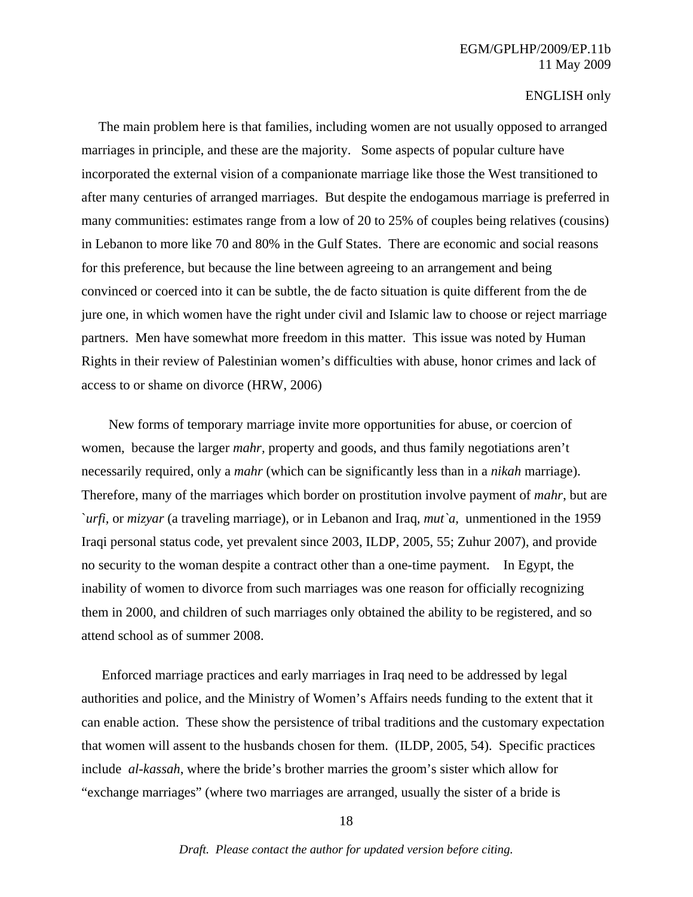The main problem here is that families, including women are not usually opposed to arranged marriages in principle, and these are the majority. Some aspects of popular culture have incorporated the external vision of a companionate marriage like those the West transitioned to after many centuries of arranged marriages. But despite the endogamous marriage is preferred in many communities: estimates range from a low of 20 to 25% of couples being relatives (cousins) in Lebanon to more like 70 and 80% in the Gulf States. There are economic and social reasons for this preference, but because the line between agreeing to an arrangement and being convinced or coerced into it can be subtle, the de facto situation is quite different from the de jure one, in which women have the right under civil and Islamic law to choose or reject marriage partners. Men have somewhat more freedom in this matter. This issue was noted by Human Rights in their review of Palestinian women's difficulties with abuse, honor crimes and lack of access to or shame on divorce (HRW, 2006)

New forms of temporary marriage invite more opportunities for abuse, or coercion of women, because the larger *mahr*, property and goods, and thus family negotiations aren't necessarily required, only a *mahr* (which can be significantly less than in a *nikah* marriage). Therefore, many of the marriages which border on prostitution involve payment of *mahr*, but are *`urfi,* or *mizyar* (a traveling marriage), or in Lebanon and Iraq, *mut`a,* unmentioned in the 1959 Iraqi personal status code, yet prevalent since 2003, ILDP, 2005, 55; Zuhur 2007), and provide no security to the woman despite a contract other than a one-time payment. In Egypt, the inability of women to divorce from such marriages was one reason for officially recognizing them in 2000, and children of such marriages only obtained the ability to be registered, and so attend school as of summer 2008.

Enforced marriage practices and early marriages in Iraq need to be addressed by legal authorities and police, and the Ministry of Women's Affairs needs funding to the extent that it can enable action. These show the persistence of tribal traditions and the customary expectation that women will assent to the husbands chosen for them. (ILDP, 2005, 54). Specific practices include *al-kassah*, where the bride's brother marries the groom's sister which allow for "exchange marriages" (where two marriages are arranged, usually the sister of a bride is

*Draft. Please contact the author for updated version before citing.*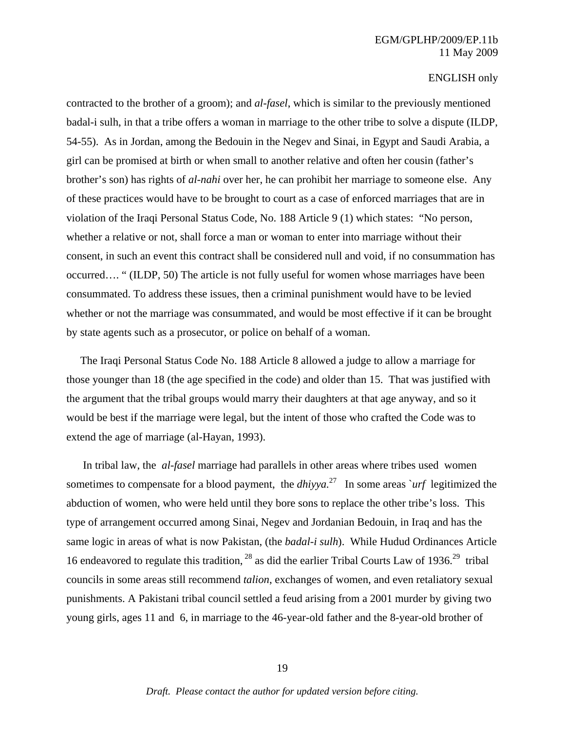contracted to the brother of a groom); and *al-fasel*, which is similar to the previously mentioned badal-i sulh, in that a tribe offers a woman in marriage to the other tribe to solve a dispute (ILDP, 54-55). As in Jordan, among the Bedouin in the Negev and Sinai, in Egypt and Saudi Arabia, a girl can be promised at birth or when small to another relative and often her cousin (father's brother's son) has rights of *al-nahi* over her, he can prohibit her marriage to someone else. Any of these practices would have to be brought to court as a case of enforced marriages that are in violation of the Iraqi Personal Status Code, No. 188 Article 9 (1) which states: "No person, whether a relative or not, shall force a man or woman to enter into marriage without their consent, in such an event this contract shall be considered null and void, if no consummation has occurred…. " (ILDP, 50) The article is not fully useful for women whose marriages have been consummated. To address these issues, then a criminal punishment would have to be levied whether or not the marriage was consummated, and would be most effective if it can be brought by state agents such as a prosecutor, or police on behalf of a woman.

The Iraqi Personal Status Code No. 188 Article 8 allowed a judge to allow a marriage for those younger than 18 (the age specified in the code) and older than 15. That was justified with the argument that the tribal groups would marry their daughters at that age anyway, and so it would be best if the marriage were legal, but the intent of those who crafted the Code was to extend the age of marriage (al-Hayan, 1993).

In tribal law, the *al-fasel* marriage had parallels in other areas where tribes used women sometimes to compensate for a blood payment, the *dhiyya.*[27] In some areas *`urf* legitimized the abduction of women, who were held until they bore sons to replace the other tribe's loss. This type of arrangement occurred among Sinai, Negev and Jordanian Bedouin, in Iraq and has the same logic in areas of what is now Pakistan, (the *badal-i sulh*). While Hudud Ordinances Article 16 endeavored to regulate this tradition, [28] as did the earlier Tribal Courts Law of 1936.[29] tribal councils in some areas still recommend *talion*, exchanges of women, and even retaliatory sexual punishments. A Pakistani tribal council settled a feud arising from a 2001 murder by giving two young girls, ages 11 and 6, in marriage to the 46-year-old father and the 8-year-old brother of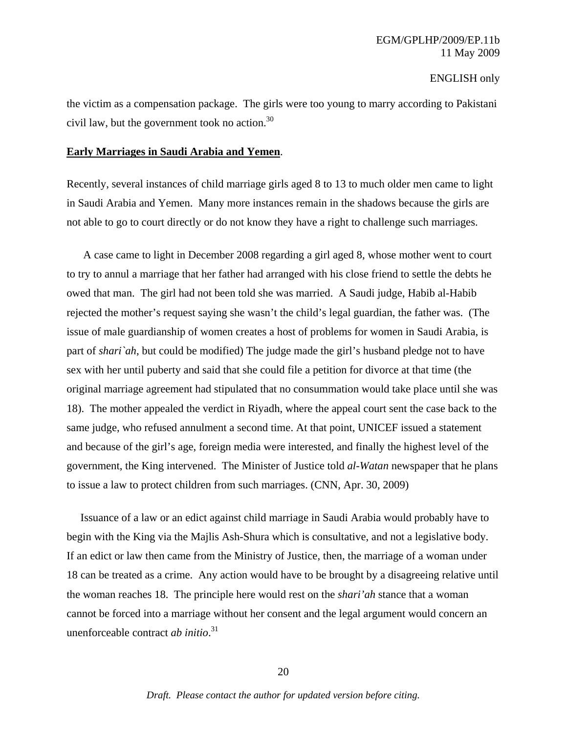the victim as a compensation package. The girls were too young to marry according to Pakistani civil law, but the government took no action.[30]

**Early Marriages in Saudi Arabia and Yemen**.

Recently, several instances of child marriage girls aged 8 to 13 to much older men came to light in Saudi Arabia and Yemen. Many more instances remain in the shadows because the girls are not able to go to court directly or do not know they have a right to challenge such marriages.

A case came to light in December 2008 regarding a girl aged 8, whose mother went to court to try to annul a marriage that her father had arranged with his close friend to settle the debts he owed that man. The girl had not been told she was married. A Saudi judge, Habib al-Habib rejected the mother's request saying she wasn't the child's legal guardian, the father was. (The issue of male guardianship of women creates a host of problems for women in Saudi Arabia, is part of *shari`ah*, but could be modified) The judge made the girl's husband pledge not to have sex with her until puberty and said that she could file a petition for divorce at that time (the original marriage agreement had stipulated that no consummation would take place until she was 18). The mother appealed the verdict in Riyadh, where the appeal court sent the case back to the same judge, who refused annulment a second time. At that point, UNICEF issued a statement and because of the girl's age, foreign media were interested, and finally the highest level of the government, the King intervened. The Minister of Justice told *al-Watan* newspaper that he plans to issue a law to protect children from such marriages. (CNN, Apr. 30, 2009)

Issuance of a law or an edict against child marriage in Saudi Arabia would probably have to begin with the King via the Majlis Ash-Shura which is consultative, and not a legislative body. If an edict or law then came from the Ministry of Justice, then, the marriage of a woman under 18 can be treated as a crime. Any action would have to be brought by a disagreeing relative until the woman reaches 18. The principle here would rest on the *shari'ah* stance that a woman cannot be forced into a marriage without her consent and the legal argument would concern an unenforceable contract *ab initio*.[31]

*Draft. Please contact the author for updated version before citing.*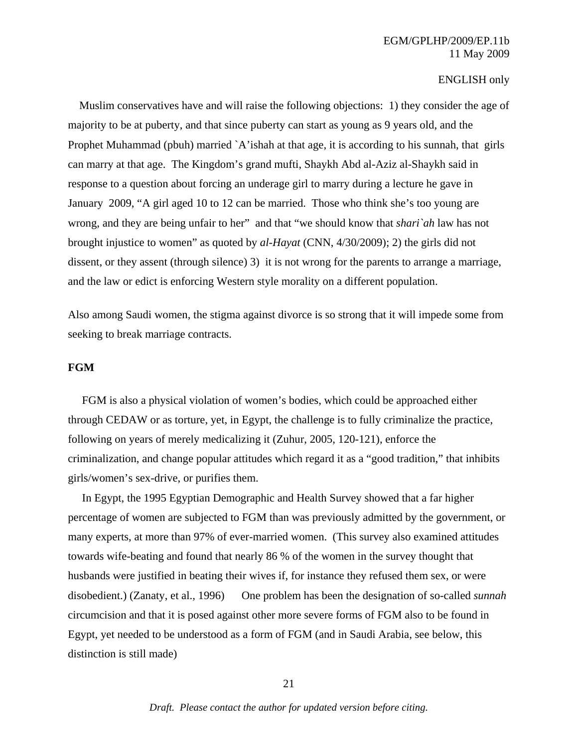Muslim conservatives have and will raise the following objections: 1) they consider the age of majority to be at puberty, and that since puberty can start as young as 9 years old, and the Prophet Muhammad (pbuh) married `A'ishah at that age, it is according to his sunnah, that girls can marry at that age. The Kingdom's grand mufti, Shaykh Abd al-Aziz al-Shaykh said in response to a question about forcing an underage girl to marry during a lecture he gave in January 2009, "A girl aged 10 to 12 can be married. Those who think she's too young are wrong, and they are being unfair to her" and that "we should know that *shari`ah* law has not brought injustice to women" as quoted by *al-Hayat* (CNN, 4/30/2009); 2) the girls did not dissent, or they assent (through silence) 3) it is not wrong for the parents to arrange a marriage, and the law or edict is enforcing Western style morality on a different population.

Also among Saudi women, the stigma against divorce is so strong that it will impede some from seeking to break marriage contracts.

**FGM**

FGM is also a physical violation of women's bodies, which could be approached either through CEDAW or as torture, yet, in Egypt, the challenge is to fully criminalize the practice, following on years of merely medicalizing it (Zuhur, 2005, 120-121), enforce the criminalization, and change popular attitudes which regard it as a "good tradition," that inhibits girls/women's sex-drive, or purifies them.

In Egypt, the 1995 Egyptian Demographic and Health Survey showed that a far higher percentage of women are subjected to FGM than was previously admitted by the government, or many experts, at more than 97% of ever-married women. (This survey also examined attitudes towards wife-beating and found that nearly 86 % of the women in the survey thought that husbands were justified in beating their wives if, for instance they refused them sex, or were disobedient.) (Zanaty, et al., 1996) One problem has been the designation of so-called *sunnah* circumcision and that it is posed against other more severe forms of FGM also to be found in Egypt, yet needed to be understood as a form of FGM (and in Saudi Arabia, see below, this distinction is still made)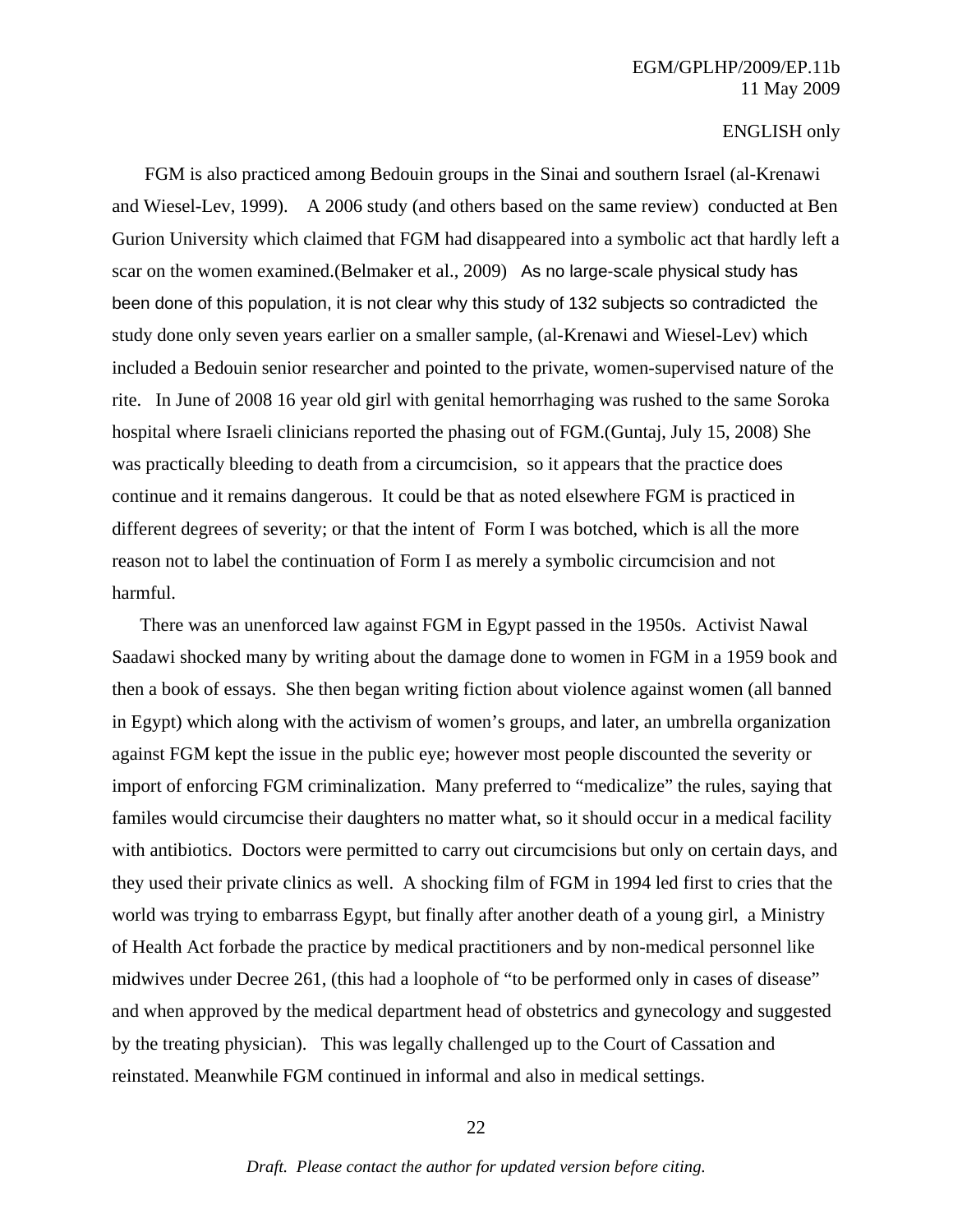FGM is also practiced among Bedouin groups in the Sinai and southern Israel (al-Krenawi and Wiesel-Lev, 1999). A 2006 study (and others based on the same review) conducted at Ben Gurion University which claimed that FGM had disappeared into a symbolic act that hardly left a scar on the women examined.(Belmaker et al., 2009) As no large-scale physical study has been done of this population, it is not clear why this study of 132 subjects so contradicted the study done only seven years earlier on a smaller sample, (al-Krenawi and Wiesel-Lev) which included a Bedouin senior researcher and pointed to the private, women-supervised nature of the rite. In June of 2008 16 year old girl with genital hemorrhaging was rushed to the same Soroka hospital where Israeli clinicians reported the phasing out of FGM.(Guntaj, July 15, 2008) She was practically bleeding to death from a circumcision, so it appears that the practice does continue and it remains dangerous. It could be that as noted elsewhere FGM is practiced in different degrees of severity; or that the intent of Form I was botched, which is all the more reason not to label the continuation of Form I as merely a symbolic circumcision and not harmful.

There was an unenforced law against FGM in Egypt passed in the 1950s. Activist Nawal Saadawi shocked many by writing about the damage done to women in FGM in a 1959 book and then a book of essays. She then began writing fiction about violence against women (all banned in Egypt) which along with the activism of women's groups, and later, an umbrella organization against FGM kept the issue in the public eye; however most people discounted the severity or import of enforcing FGM criminalization. Many preferred to "medicalize" the rules, saying that familes would circumcise their daughters no matter what, so it should occur in a medical facility with antibiotics. Doctors were permitted to carry out circumcisions but only on certain days, and they used their private clinics as well. A shocking film of FGM in 1994 led first to cries that the world was trying to embarrass Egypt, but finally after another death of a young girl, a Ministry of Health Act forbade the practice by medical practitioners and by non-medical personnel like midwives under Decree 261, (this had a loophole of "to be performed only in cases of disease" and when approved by the medical department head of obstetrics and gynecology and suggested by the treating physician). This was legally challenged up to the Court of Cassation and reinstated. Meanwhile FGM continued in informal and also in medical settings.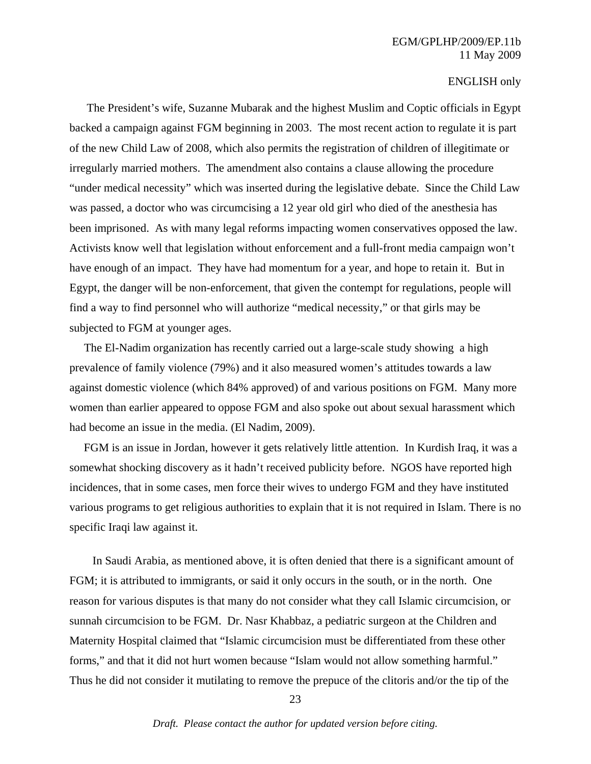The President's wife, Suzanne Mubarak and the highest Muslim and Coptic officials in Egypt backed a campaign against FGM beginning in 2003. The most recent action to regulate it is part of the new Child Law of 2008, which also permits the registration of children of illegitimate or irregularly married mothers. The amendment also contains a clause allowing the procedure "under medical necessity" which was inserted during the legislative debate. Since the Child Law was passed, a doctor who was circumcising a 12 year old girl who died of the anesthesia has been imprisoned. As with many legal reforms impacting women conservatives opposed the law. Activists know well that legislation without enforcement and a full-front media campaign won't have enough of an impact. They have had momentum for a year, and hope to retain it. But in Egypt, the danger will be non-enforcement, that given the contempt for regulations, people will find a way to find personnel who will authorize "medical necessity," or that girls may be subjected to FGM at younger ages.

The El-Nadim organization has recently carried out a large-scale study showing a high prevalence of family violence (79%) and it also measured women's attitudes towards a law against domestic violence (which 84% approved) of and various positions on FGM. Many more women than earlier appeared to oppose FGM and also spoke out about sexual harassment which had become an issue in the media. (El Nadim, 2009).

FGM is an issue in Jordan, however it gets relatively little attention. In Kurdish Iraq, it was a somewhat shocking discovery as it hadn't received publicity before. NGOS have reported high incidences, that in some cases, men force their wives to undergo FGM and they have instituted various programs to get religious authorities to explain that it is not required in Islam. There is no specific Iraqi law against it.

In Saudi Arabia, as mentioned above, it is often denied that there is a significant amount of FGM; it is attributed to immigrants, or said it only occurs in the south, or in the north. One reason for various disputes is that many do not consider what they call Islamic circumcision, or sunnah circumcision to be FGM. Dr. Nasr Khabbaz, a pediatric surgeon at the Children and Maternity Hospital claimed that "Islamic circumcision must be differentiated from these other forms," and that it did not hurt women because "Islam would not allow something harmful." Thus he did not consider it mutilating to remove the prepuce of the clitoris and/or the tip of the

*Draft. Please contact the author for updated version before citing.*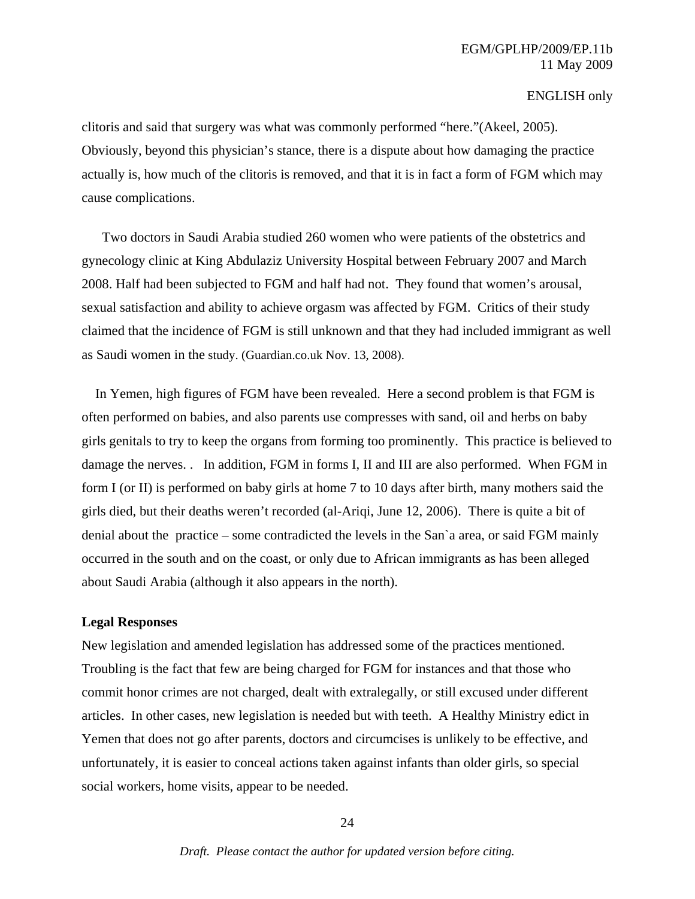clitoris and said that surgery was what was commonly performed "here."(Akeel, 2005). Obviously, beyond this physician's stance, there is a dispute about how damaging the practice actually is, how much of the clitoris is removed, and that it is in fact a form of FGM which may cause complications.

Two doctors in Saudi Arabia studied 260 women who were patients of the obstetrics and gynecology clinic at King Abdulaziz University Hospital between February 2007 and March 2008. Half had been subjected to FGM and half had not. They found that women's arousal, sexual satisfaction and ability to achieve orgasm was affected by FGM. Critics of their study claimed that the incidence of FGM is still unknown and that they had included immigrant as well as Saudi women in the study. (Guardian.co.uk Nov. 13, 2008).

In Yemen, high figures of FGM have been revealed. Here a second problem is that FGM is often performed on babies, and also parents use compresses with sand, oil and herbs on baby girls genitals to try to keep the organs from forming too prominently. This practice is believed to damage the nerves. . In addition, FGM in forms I, II and III are also performed. When FGM in form I (or II) is performed on baby girls at home 7 to 10 days after birth, many mothers said the girls died, but their deaths weren't recorded (al-Ariqi, June 12, 2006). There is quite a bit of denial about the practice – some contradicted the levels in the San`a area, or said FGM mainly occurred in the south and on the coast, or only due to African immigrants as has been alleged about Saudi Arabia (although it also appears in the north).

**Legal Responses**

New legislation and amended legislation has addressed some of the practices mentioned. Troubling is the fact that few are being charged for FGM for instances and that those who commit honor crimes are not charged, dealt with extralegally, or still excused under different articles. In other cases, new legislation is needed but with teeth. A Healthy Ministry edict in Yemen that does not go after parents, doctors and circumcises is unlikely to be effective, and unfortunately, it is easier to conceal actions taken against infants than older girls, so special social workers, home visits, appear to be needed.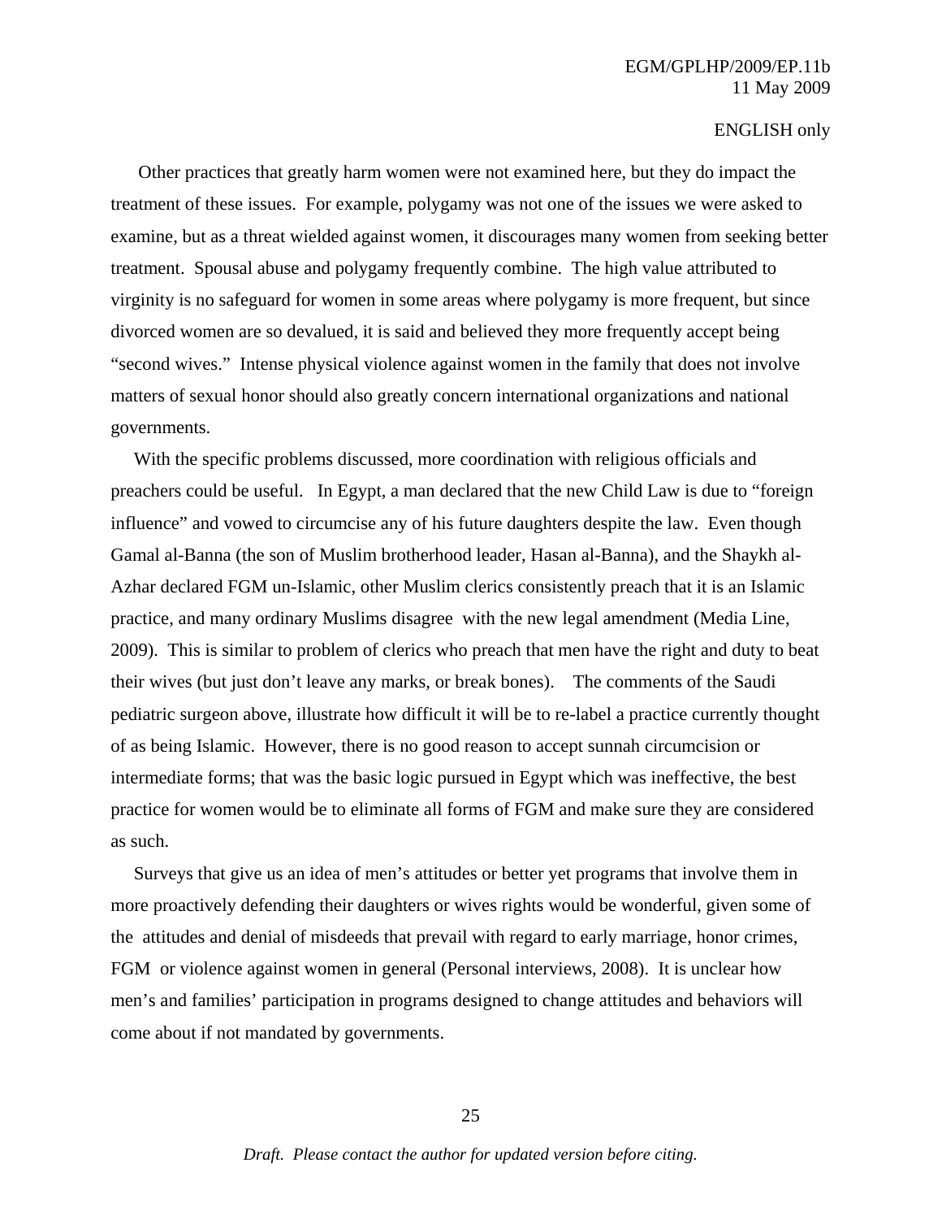Other practices that greatly harm women were not examined here, but they do impact the treatment of these issues. For example, polygamy was not one of the issues we were asked to examine, but as a threat wielded against women, it discourages many women from seeking better treatment. Spousal abuse and polygamy frequently combine. The high value attributed to virginity is no safeguard for women in some areas where polygamy is more frequent, but since divorced women are so devalued, it is said and believed they more frequently accept being "second wives." Intense physical violence against women in the family that does not involve matters of sexual honor should also greatly concern international organizations and national governments.

With the specific problems discussed, more coordination with religious officials and preachers could be useful. In Egypt, a man declared that the new Child Law is due to "foreign influence" and vowed to circumcise any of his future daughters despite the law. Even though Gamal al-Banna (the son of Muslim brotherhood leader, Hasan al-Banna), and the Shaykh al-Azhar declared FGM un-Islamic, other Muslim clerics consistently preach that it is an Islamic practice, and many ordinary Muslims disagree with the new legal amendment (Media Line, 2009). This is similar to problem of clerics who preach that men have the right and duty to beat their wives (but just don't leave any marks, or break bones). The comments of the Saudi pediatric surgeon above, illustrate how difficult it will be to re-label a practice currently thought of as being Islamic. However, there is no good reason to accept sunnah circumcision or intermediate forms; that was the basic logic pursued in Egypt which was ineffective, the best practice for women would be to eliminate all forms of FGM and make sure they are considered as such.

Surveys that give us an idea of men's attitudes or better yet programs that involve them in more proactively defending their daughters or wives rights would be wonderful, given some of the attitudes and denial of misdeeds that prevail with regard to early marriage, honor crimes, FGM or violence against women in general (Personal interviews, 2008). It is unclear how men's and families' participation in programs designed to change attitudes and behaviors will come about if not mandated by governments.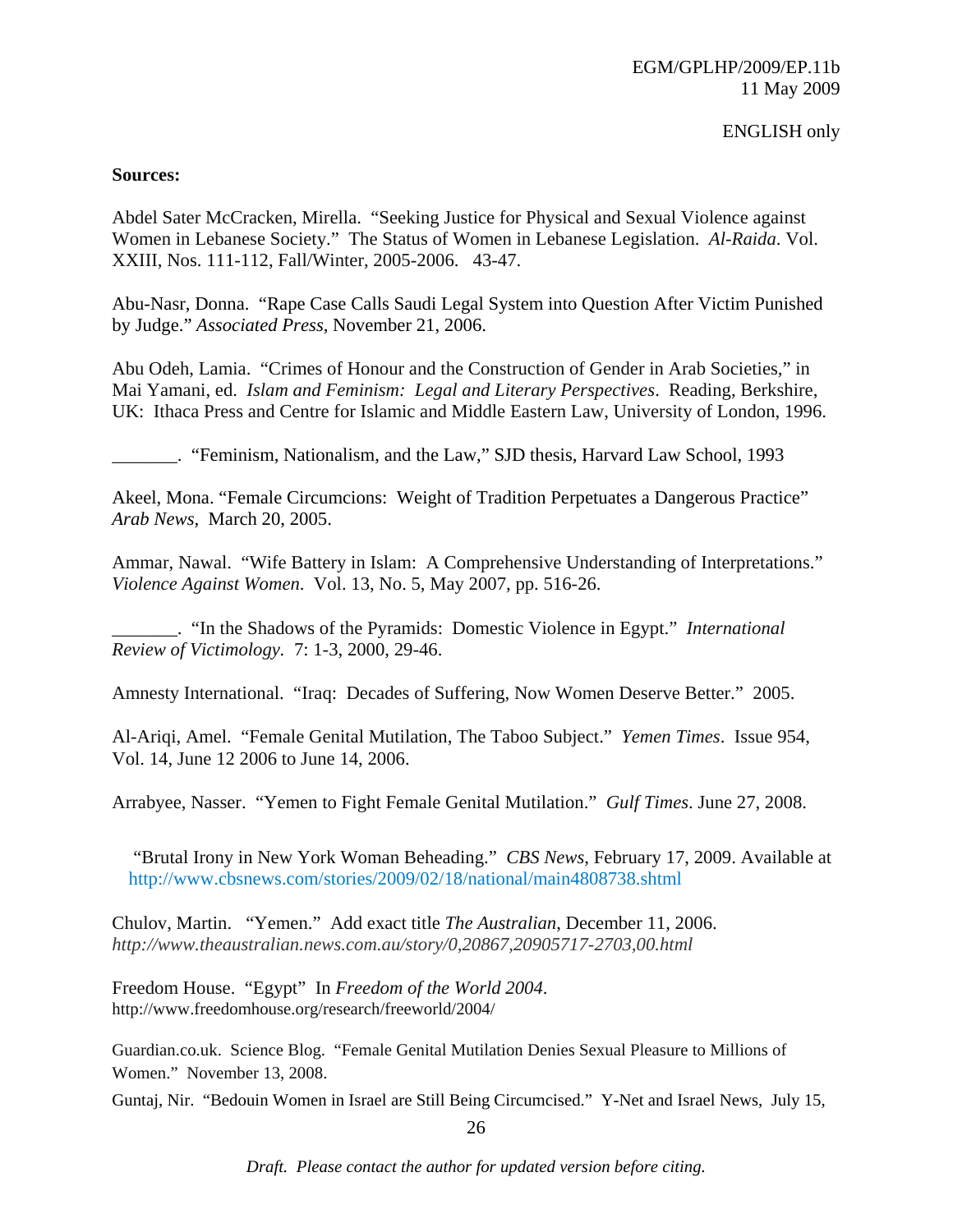**Sources:**

Abdel Sater McCracken, Mirella. "Seeking Justice for Physical and Sexual Violence against Women in Lebanese Society." The Status of Women in Lebanese Legislation. *Al-Raida*. Vol. XXIII, Nos. 111-112, Fall/Winter, 2005-2006. 43-47.

Abu-Nasr, Donna. "Rape Case Calls Saudi Legal System into Question After Victim Punished by Judge." *Associated Press*, November 21, 2006.

Abu Odeh, Lamia. "Crimes of Honour and the Construction of Gender in Arab Societies," in Mai Yamani, ed. *Islam and Feminism: Legal and Literary Perspectives*. Reading, Berkshire, UK: Ithaca Press and Centre for Islamic and Middle Eastern Law, University of London, 1996.

_______. "Feminism, Nationalism, and the Law," SJD thesis, Harvard Law School, 1993

Akeel, Mona. "Female Circumcions: Weight of Tradition Perpetuates a Dangerous Practice" *Arab News*, March 20, 2005.

Ammar, Nawal. "Wife Battery in Islam: A Comprehensive Understanding of Interpretations." *Violence Against Women*. Vol. 13, No. 5, May 2007, pp. 516-26.

_______. "In the Shadows of the Pyramids: Domestic Violence in Egypt." *International Review of Victimology*. 7: 1-3, 2000, 29-46.

Amnesty International. "Iraq: Decades of Suffering, Now Women Deserve Better." 2005.

Al-Ariqi, Amel. "Female Genital Mutilation, The Taboo Subject." *Yemen Times*. Issue 954, Vol. 14, June 12 2006 to June 14, 2006.

Arrabyee, Nasser. "Yemen to Fight Female Genital Mutilation." *Gulf Times*. June 27, 2008.

"Brutal Irony in New York Woman Beheading." *CBS News*, February 17, 2009. Available at http://www.cbsnews.com/stories/2009/02/18/national/main4808738.shtml

Chulov, Martin. "Yemen." Add exact title *The Australian*, December 11, 2006. *http://www.theaustralian.news.com.au/story/0,20867,20905717-2703,00.html*

Freedom House. "Egypt" In *Freedom of the World 2004*. http://www.freedomhouse.org/research/freeworld/2004/

Guardian.co.uk. Science Blog. "Female Genital Mutilation Denies Sexual Pleasure to Millions of Women." November 13, 2008.

Guntaj, Nir. "Bedouin Women in Israel are Still Being Circumcised." Y-Net and Israel News, July 15,

*Draft. Please contact the author for updated version before citing.*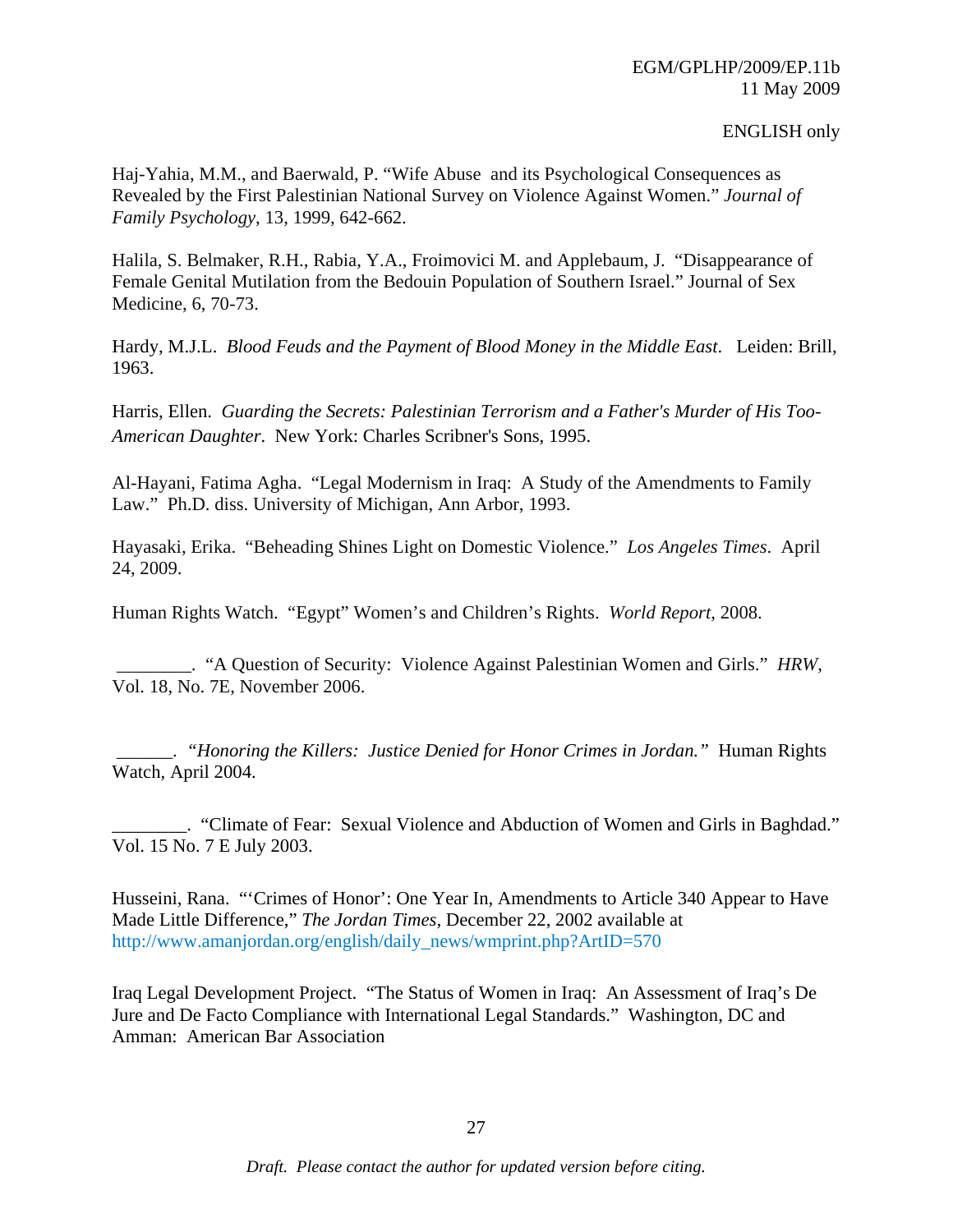Haj-Yahia, M.M., and Baerwald, P. "Wife Abuse and its Psychological Consequences as Revealed by the First Palestinian National Survey on Violence Against Women." *Journal of Family Psychology*, 13, 1999, 642-662.

Halila, S. Belmaker, R.H., Rabia, Y.A., Froimovici M. and Applebaum, J. "Disappearance of Female Genital Mutilation from the Bedouin Population of Southern Israel." Journal of Sex Medicine, 6, 70-73.

Hardy, M.J.L. *Blood Feuds and the Payment of Blood Money in the Middle East*. Leiden: Brill, 1963.

Harris, Ellen. *Guarding the Secrets: Palestinian Terrorism and a Father's Murder of His Too-American Daughter*. New York: Charles Scribner's Sons, 1995.

Al-Hayani, Fatima Agha. "Legal Modernism in Iraq: A Study of the Amendments to Family Law." Ph.D. diss. University of Michigan, Ann Arbor, 1993.

Hayasaki, Erika. "Beheading Shines Light on Domestic Violence." *Los Angeles Times*. April 24, 2009.

Human Rights Watch. "Egypt" Women's and Children's Rights. *World Report*, 2008.

________. "A Question of Security: Violence Against Palestinian Women and Girls." *HRW*, Vol. 18, No. 7E, November 2006.

______. *"Honoring the Killers: Justice Denied for Honor Crimes in Jordan."* Human Rights Watch, April 2004.

________. "Climate of Fear: Sexual Violence and Abduction of Women and Girls in Baghdad." Vol. 15 No. 7 E July 2003.

Husseini, Rana. "'Crimes of Honor': One Year In, Amendments to Article 340 Appear to Have Made Little Difference," *The Jordan Times*, December 22, 2002 available at http://www.amanjordan.org/english/daily_news/wmprint.php?ArtID=570

Iraq Legal Development Project. "The Status of Women in Iraq: An Assessment of Iraq's De Jure and De Facto Compliance with International Legal Standards." Washington, DC and Amman: American Bar Association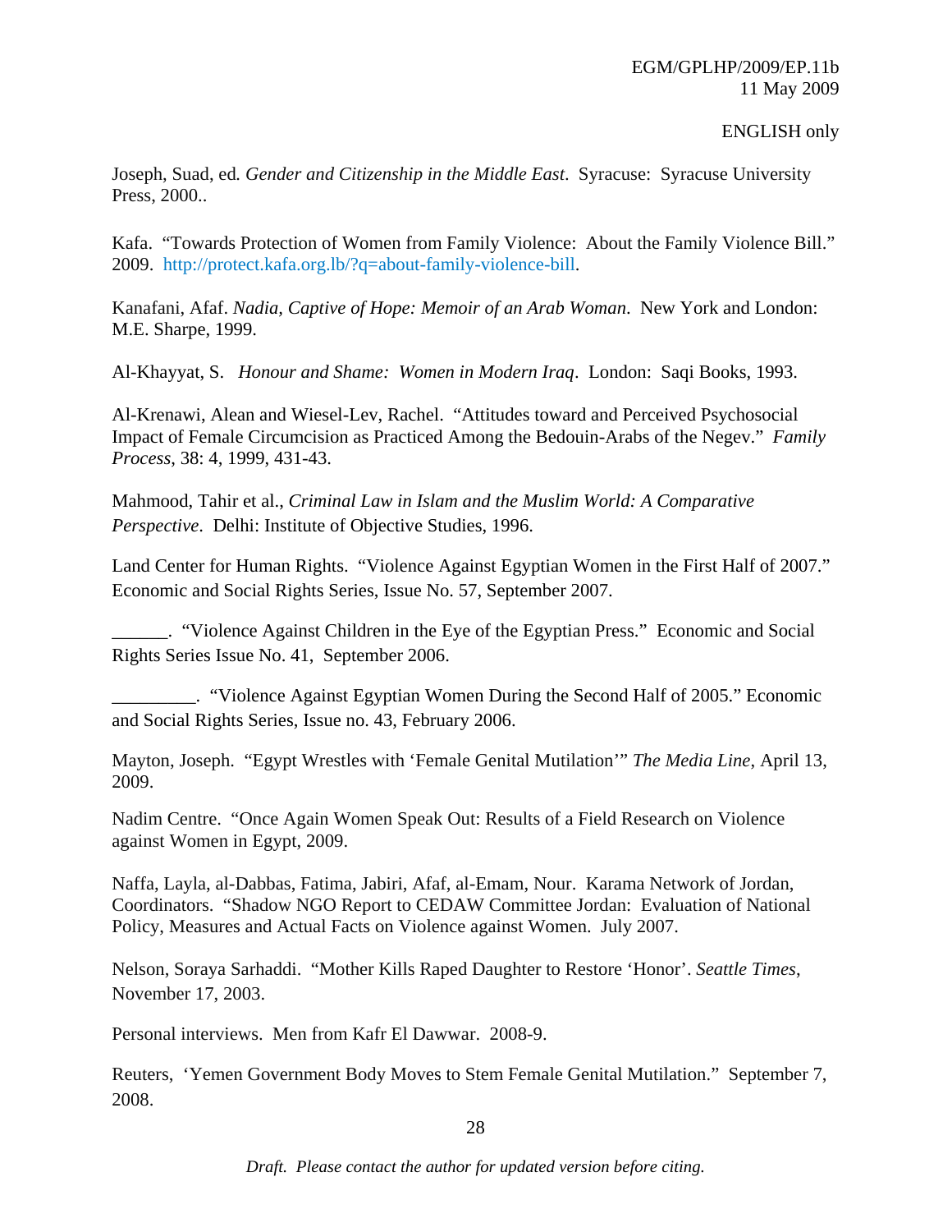Joseph, Suad, ed. *Gender and Citizenship in the Middle East*. Syracuse: Syracuse University Press, 2000..

Kafa. "Towards Protection of Women from Family Violence: About the Family Violence Bill." 2009. http://protect.kafa.org.lb/?q=about-family-violence-bill.

Kanafani, Afaf. *Nadia, Captive of Hope: Memoir of an Arab Woman*. New York and London: M.E. Sharpe, 1999.

Al-Khayyat, S. *Honour and Shame: Women in Modern Iraq*. London: Saqi Books, 1993.

Al-Krenawi, Alean and Wiesel-Lev, Rachel. "Attitudes toward and Perceived Psychosocial Impact of Female Circumcision as Practiced Among the Bedouin-Arabs of the Negev." *Family Process*, 38: 4, 1999, 431-43.

Mahmood, Tahir et al., *Criminal Law in Islam and the Muslim World: A Comparative Perspective*. Delhi: Institute of Objective Studies, 1996.

Land Center for Human Rights. "Violence Against Egyptian Women in the First Half of 2007." Economic and Social Rights Series, Issue No. 57, September 2007.

______. "Violence Against Children in the Eye of the Egyptian Press." Economic and Social Rights Series Issue No. 41, September 2006.

_________. "Violence Against Egyptian Women During the Second Half of 2005." Economic and Social Rights Series, Issue no. 43, February 2006.

Mayton, Joseph. "Egypt Wrestles with 'Female Genital Mutilation'" *The Media Line*, April 13, 2009.

Nadim Centre. "Once Again Women Speak Out: Results of a Field Research on Violence against Women in Egypt, 2009.

Naffa, Layla, al-Dabbas, Fatima, Jabiri, Afaf, al-Emam, Nour. Karama Network of Jordan, Coordinators. "Shadow NGO Report to CEDAW Committee Jordan: Evaluation of National Policy, Measures and Actual Facts on Violence against Women. July 2007.

Nelson, Soraya Sarhaddi. "Mother Kills Raped Daughter to Restore 'Honor'. *Seattle Times*, November 17, 2003.

Personal interviews. Men from Kafr El Dawwar. 2008-9.

Reuters, 'Yemen Government Body Moves to Stem Female Genital Mutilation." September 7, 2008.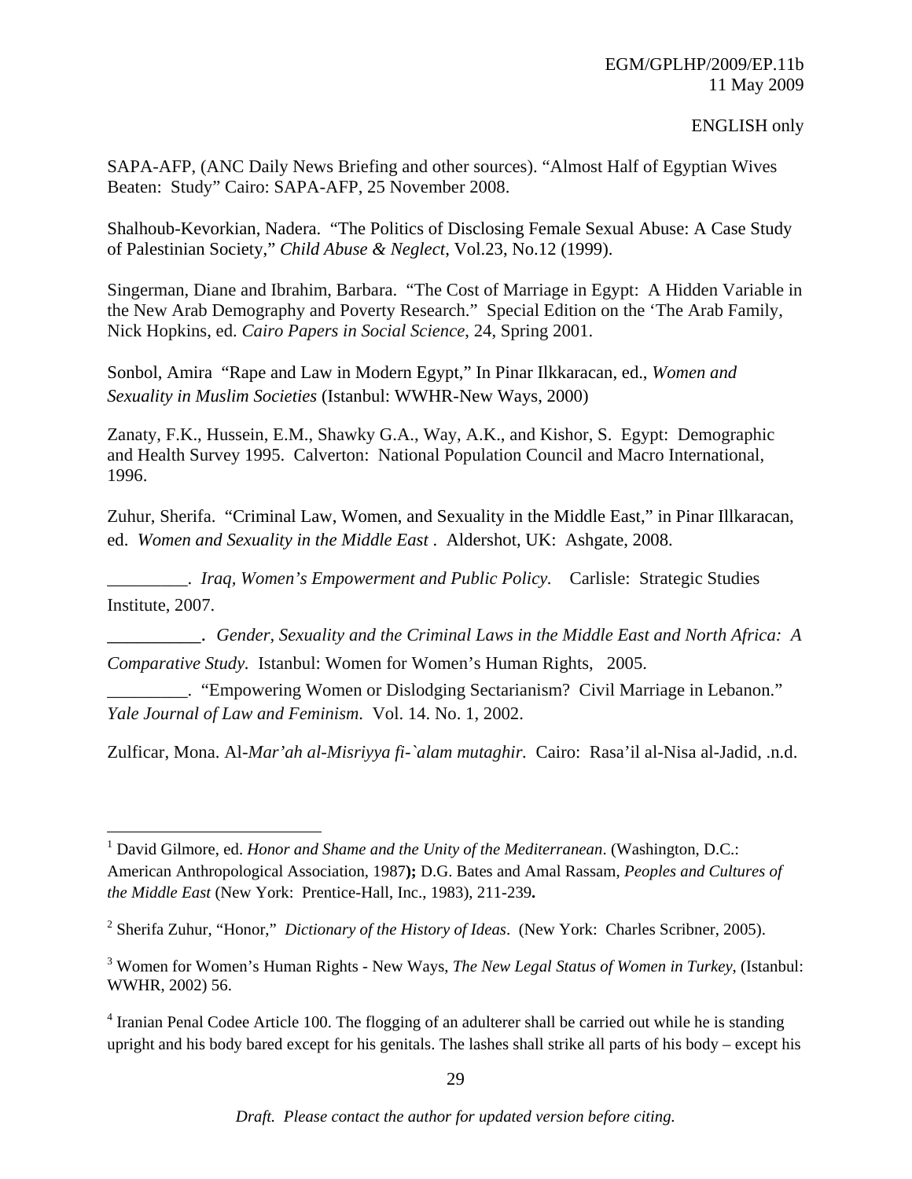SAPA-AFP, (ANC Daily News Briefing and other sources). "Almost Half of Egyptian Wives Beaten: Study" Cairo: SAPA-AFP, 25 November 2008.

Shalhoub-Kevorkian, Nadera. "The Politics of Disclosing Female Sexual Abuse: A Case Study of Palestinian Society," *Child Abuse & Neglect*, Vol.23, No.12 (1999).

Singerman, Diane and Ibrahim, Barbara. "The Cost of Marriage in Egypt: A Hidden Variable in the New Arab Demography and Poverty Research." Special Edition on the 'The Arab Family, Nick Hopkins, ed. *Cairo Papers in Social Science*, 24, Spring 2001.

Sonbol, Amira "Rape and Law in Modern Egypt," In Pinar Ilkkaracan, ed., *Women and Sexuality in Muslim Societies* (Istanbul: WWHR-New Ways, 2000)

Zanaty, F.K., Hussein, E.M., Shawky G.A., Way, A.K., and Kishor, S. Egypt: Demographic and Health Survey 1995. Calverton: National Population Council and Macro International, 1996.

Zuhur, Sherifa. "Criminal Law, Women, and Sexuality in the Middle East," in Pinar Illkaracan, ed. *Women and Sexuality in the Middle East* . Aldershot, UK: Ashgate, 2008.

_________. *Iraq, Women's Empowerment and Public Policy.* Carlisle: Strategic Studies Institute, 2007.

__________. *Gender, Sexuality and the Criminal Laws in the Middle East and North Africa: A Comparative Study.* Istanbul: Women for Women's Human Rights, 2005.

_________. "Empowering Women or Dislodging Sectarianism? Civil Marriage in Lebanon." *Yale Journal of Law and Feminism*. Vol. 14. No. 1, 2002.

Zulficar, Mona. Al-*Mar'ah al-Misriyya fi-`alam mutaghir.* Cairo: Rasa'il al-Nisa al-Jadid, .n.d.

---

[1] David Gilmore, ed. *Honor and Shame and the Unity of the Mediterranean*. (Washington, D.C.: American Anthropological Association, 1987**);** D.G. Bates and Amal Rassam, *Peoples and Cultures of the Middle East* (New York: Prentice-Hall, Inc., 1983), 211-239**.**

[2] Sherifa Zuhur, "Honor," *Dictionary of the History of Ideas*. (New York: Charles Scribner, 2005).

[3] Women for Women's Human Rights - New Ways, *The New Legal Status of Women in Turkey*, (Istanbul: WWHR, 2002) 56.

[4] Iranian Penal Codee Article 100. The flogging of an adulterer shall be carried out while he is standing upright and his body bared except for his genitals. The lashes shall strike all parts of his body – except his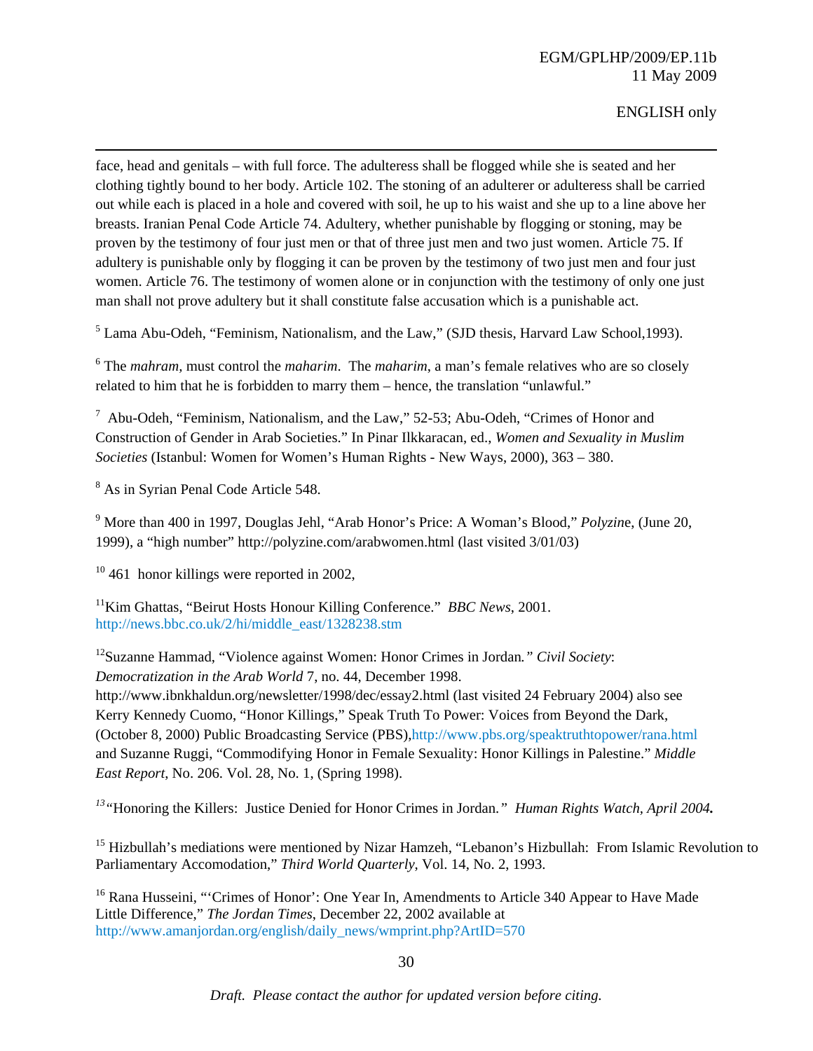face, head and genitals – with full force. The adulteress shall be flogged while she is seated and her clothing tightly bound to her body. Article 102. The stoning of an adulterer or adulteress shall be carried out while each is placed in a hole and covered with soil, he up to his waist and she up to a line above her breasts. Iranian Penal Code Article 74. Adultery, whether punishable by flogging or stoning, may be proven by the testimony of four just men or that of three just men and two just women. Article 75. If adultery is punishable only by flogging it can be proven by the testimony of two just men and four just women. Article 76. The testimony of women alone or in conjunction with the testimony of only one just man shall not prove adultery but it shall constitute false accusation which is a punishable act.

[5] Lama Abu-Odeh, "Feminism, Nationalism, and the Law," (SJD thesis, Harvard Law School,1993).

[6] The *mahram,* must control the *maharim*. The *maharim*, a man's female relatives who are so closely related to him that he is forbidden to marry them – hence, the translation "unlawful."

[7] Abu-Odeh, "Feminism, Nationalism, and the Law," 52-53; Abu-Odeh, "Crimes of Honor and Construction of Gender in Arab Societies." In Pinar Ilkkaracan, ed., *Women and Sexuality in Muslim Societies* (Istanbul: Women for Women's Human Rights - New Ways, 2000), 363 – 380.

[8] As in Syrian Penal Code Article 548.

[9] More than 400 in 1997, Douglas Jehl, "Arab Honor's Price: A Woman's Blood," *Polyzine*, (June 20, 1999), a "high number" http://polyzine.com/arabwomen.html (last visited 3/01/03)

[10] 461 honor killings were reported in 2002,

[11] Kim Ghattas, "Beirut Hosts Honour Killing Conference." *BBC News*, 2001. http://news.bbc.co.uk/2/hi/middle_east/1328238.stm

[12] Suzanne Hammad, "Violence against Women: Honor Crimes in Jordan*." Civil Society*: *Democratization in the Arab World* 7, no. 44, December 1998. http://www.ibnkhaldun.org/newsletter/1998/dec/essay2.html (last visited 24 February 2004) also see Kerry Kennedy Cuomo, "Honor Killings," Speak Truth To Power: Voices from Beyond the Dark, (October 8, 2000) Public Broadcasting Service (PBS),http://www.pbs.org/speaktruthtopower/rana.html and Suzanne Ruggi, "Commodifying Honor in Female Sexuality: Honor Killings in Palestine." *Middle East Report*, No. 206. Vol. 28, No. 1, (Spring 1998).

[13] "Honoring the Killers: Justice Denied for Honor Crimes in Jordan*." Human Rights Watch, April 2004***.**

[15] Hizbullah's mediations were mentioned by Nizar Hamzeh, "Lebanon's Hizbullah: From Islamic Revolution to Parliamentary Accomodation," *Third World Quarterly*, Vol. 14, No. 2, 1993.

[16] Rana Husseini, "'Crimes of Honor': One Year In, Amendments to Article 340 Appear to Have Made Little Difference," *The Jordan Times*, December 22, 2002 available at http://www.amanjordan.org/english/daily_news/wmprint.php?ArtID=570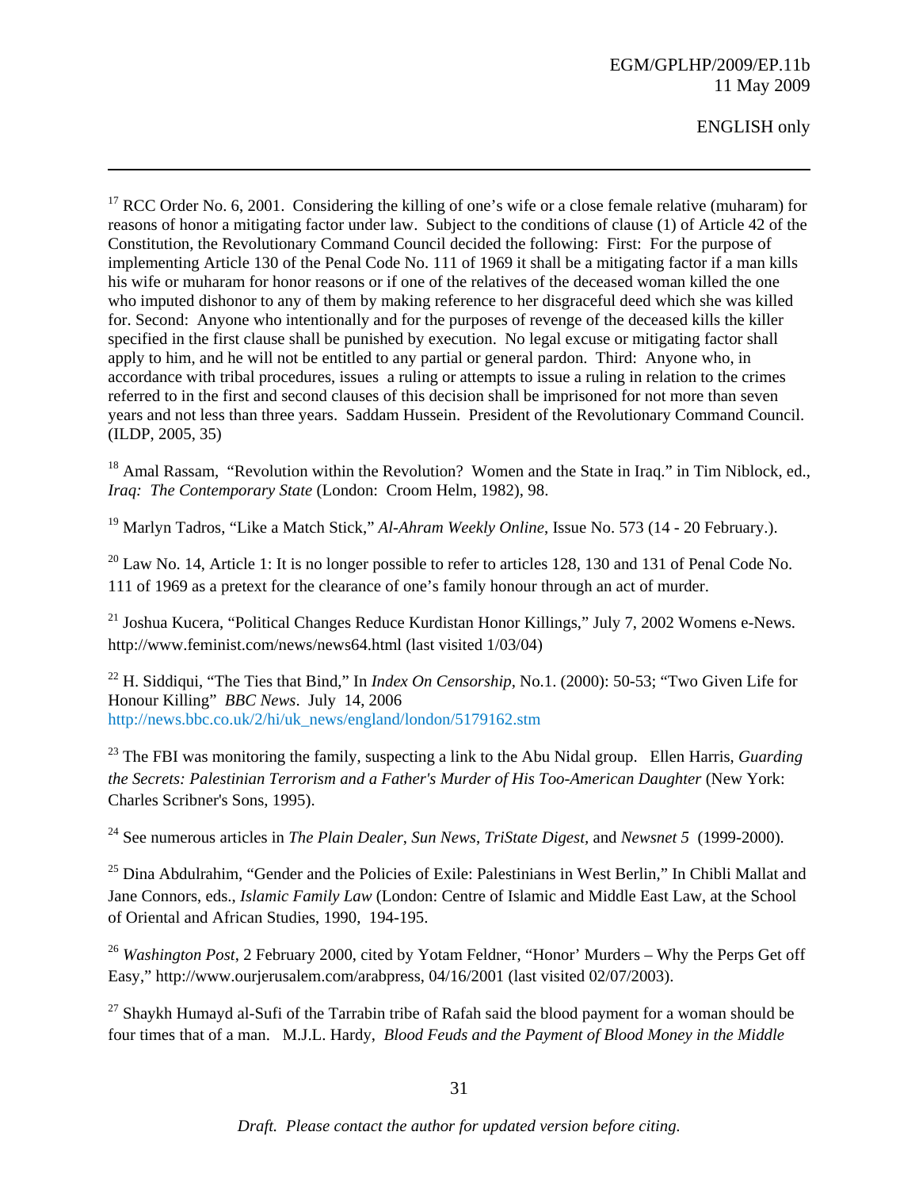[17] RCC Order No. 6, 2001. Considering the killing of one's wife or a close female relative (muharam) for reasons of honor a mitigating factor under law. Subject to the conditions of clause (1) of Article 42 of the Constitution, the Revolutionary Command Council decided the following: First: For the purpose of implementing Article 130 of the Penal Code No. 111 of 1969 it shall be a mitigating factor if a man kills his wife or muharam for honor reasons or if one of the relatives of the deceased woman killed the one who imputed dishonor to any of them by making reference to her disgraceful deed which she was killed for. Second: Anyone who intentionally and for the purposes of revenge of the deceased kills the killer specified in the first clause shall be punished by execution. No legal excuse or mitigating factor shall apply to him, and he will not be entitled to any partial or general pardon. Third: Anyone who, in accordance with tribal procedures, issues a ruling or attempts to issue a ruling in relation to the crimes referred to in the first and second clauses of this decision shall be imprisoned for not more than seven years and not less than three years. Saddam Hussein. President of the Revolutionary Command Council. (ILDP, 2005, 35)

[18] Amal Rassam, "Revolution within the Revolution? Women and the State in Iraq." in Tim Niblock, ed., *Iraq: The Contemporary State* (London: Croom Helm, 1982), 98.

[19] Marlyn Tadros, "Like a Match Stick," *Al-Ahram Weekly Online*, Issue No. 573 (14 - 20 February.).

[20] Law No. 14, Article 1: It is no longer possible to refer to articles 128, 130 and 131 of Penal Code No. 111 of 1969 as a pretext for the clearance of one's family honour through an act of murder.

[21] Joshua Kucera, "Political Changes Reduce Kurdistan Honor Killings," July 7, 2002 Womens e-News. http://www.feminist.com/news/news64.html (last visited 1/03/04)

[22] H. Siddiqui, "The Ties that Bind," In *Index On Censorship*, No.1. (2000): 50-53; "Two Given Life for Honour Killing" *BBC News*. July 14, 2006 http://news.bbc.co.uk/2/hi/uk_news/england/london/5179162.stm

[23] The FBI was monitoring the family, suspecting a link to the Abu Nidal group. Ellen Harris, *Guarding the Secrets: Palestinian Terrorism and a Father's Murder of His Too-American Daughter* (New York: Charles Scribner's Sons, 1995).

[24] See numerous articles in *The Plain Dealer*, *Sun News*, *TriState Digest*, and *Newsnet 5* (1999-2000).

[25] Dina Abdulrahim, "Gender and the Policies of Exile: Palestinians in West Berlin," In Chibli Mallat and Jane Connors, eds., *Islamic Family Law* (London: Centre of Islamic and Middle East Law, at the School of Oriental and African Studies, 1990, 194-195.

[26] *Washington Post*, 2 February 2000, cited by Yotam Feldner, "Honor' Murders – Why the Perps Get off Easy," http://www.ourjerusalem.com/arabpress, 04/16/2001 (last visited 02/07/2003).

[27] Shaykh Humayd al-Sufi of the Tarrabin tribe of Rafah said the blood payment for a woman should be four times that of a man. M.J.L. Hardy, *Blood Feuds and the Payment of Blood Money in the Middle*

*Draft. Please contact the author for updated version before citing.*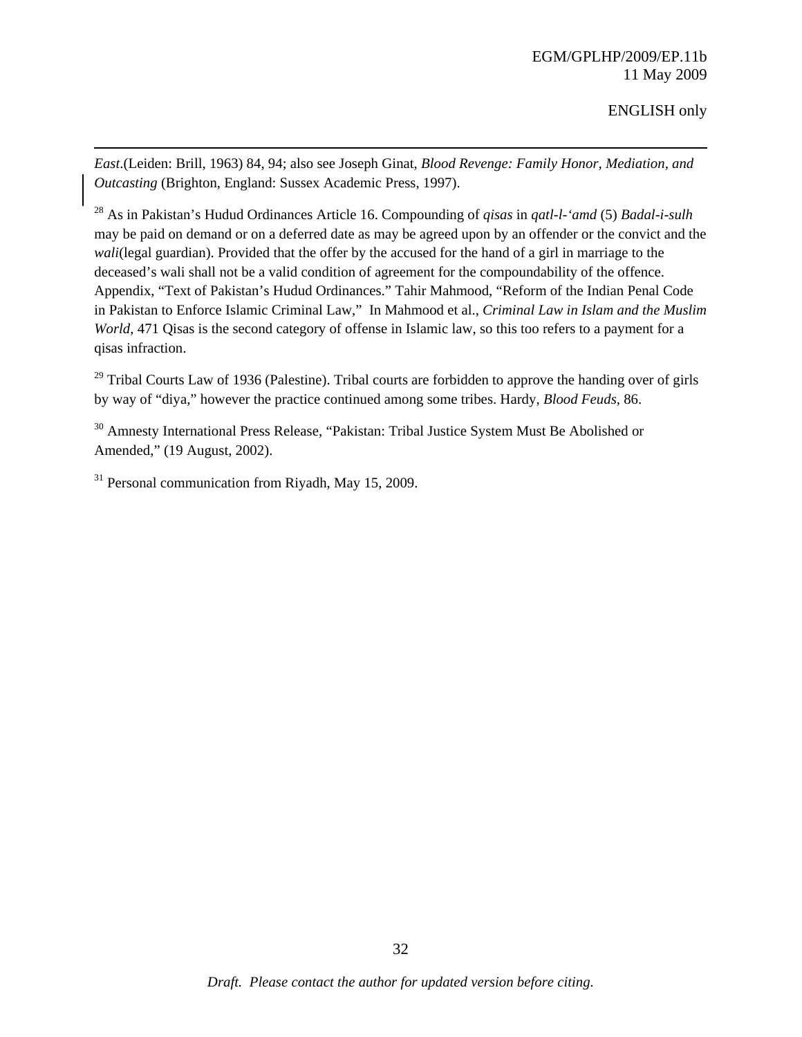*East*.(Leiden: Brill, 1963) 84, 94; also see Joseph Ginat, *Blood Revenge: Family Honor, Mediation, and Outcasting* (Brighton, England: Sussex Academic Press, 1997).

[28] As in Pakistan's Hudud Ordinances Article 16. Compounding of *qisas* in *qatl-l-'amd* (5) *Badal-i-sulh* may be paid on demand or on a deferred date as may be agreed upon by an offender or the convict and the *wali*(legal guardian). Provided that the offer by the accused for the hand of a girl in marriage to the deceased's wali shall not be a valid condition of agreement for the compoundability of the offence. Appendix, "Text of Pakistan's Hudud Ordinances." Tahir Mahmood, "Reform of the Indian Penal Code in Pakistan to Enforce Islamic Criminal Law," In Mahmood et al., *Criminal Law in Islam and the Muslim World*, 471 Qisas is the second category of offense in Islamic law, so this too refers to a payment for a qisas infraction.

[29] Tribal Courts Law of 1936 (Palestine). Tribal courts are forbidden to approve the handing over of girls by way of "diya," however the practice continued among some tribes. Hardy, *Blood Feuds,* 86.

[30] Amnesty International Press Release, "Pakistan: Tribal Justice System Must Be Abolished or Amended," (19 August, 2002).

[31] Personal communication from Riyadh, May 15, 2009.